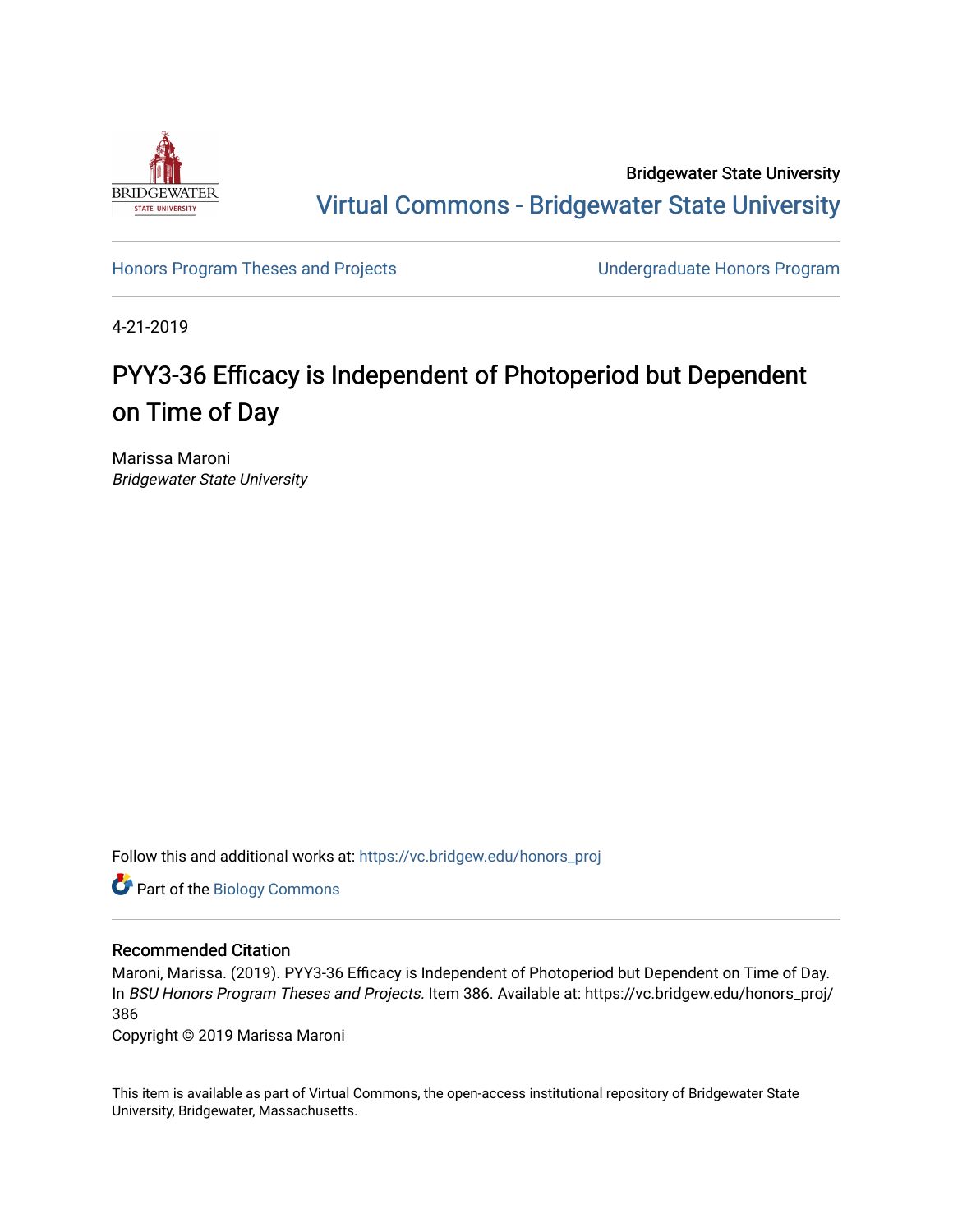Bridgewater State University

Virtual Commons - Bridgewater State University

Honors Program Theses and Projects

Undergraduate Honors Program

4-21-2019

# PYY3-36 Efficacy is Independent of Photoperiod but Dependent on Time of Day

Marissa Maroni

*Bridgewater State University*

Follow this and additional works at: https://vc.bridgew.edu/honors_proj

Part of the Biology Commons

## Recommended Citation

Maroni, Marissa. (2019). PYY3-36 Efficacy is Independent of Photoperiod but Dependent on Time of Day. In *BSU Honors Program Theses and Projects.* Item 386. Available at: https://vc.bridgew.edu/honors_proj/386

Copyright © 2019 Marissa Maroni

This item is available as part of Virtual Commons, the open-access institutional repository of Bridgewater State University, Bridgewater, Massachusetts.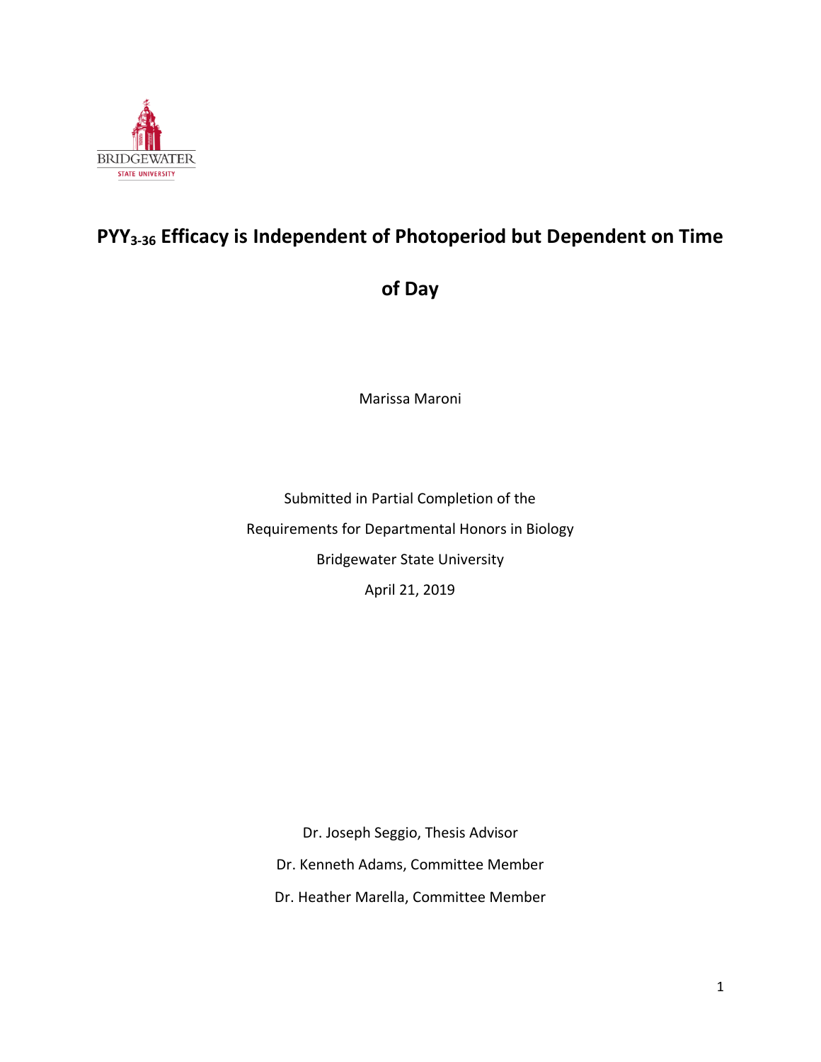# $PYY_{3\text{-}36}$ Efficacy is Independent of Photoperiod but Dependent on Time of Day

Marissa Maroni

Submitted in Partial Completion of the
Requirements for Departmental Honors in Biology
Bridgewater State University
April 21, 2019

Dr. Joseph Seggio, Thesis Advisor
Dr. Kenneth Adams, Committee Member
Dr. Heather Marella, Committee Member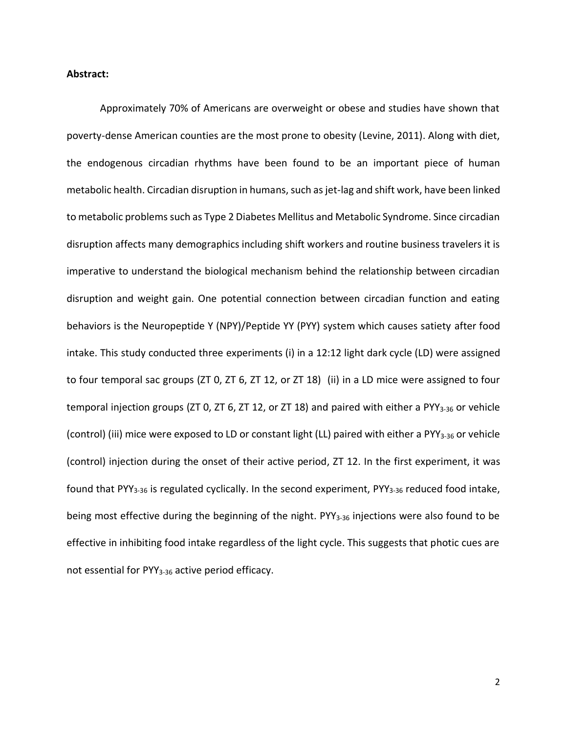**Abstract:**

Approximately 70% of Americans are overweight or obese and studies have shown that poverty-dense American counties are the most prone to obesity (Levine, 2011). Along with diet, the endogenous circadian rhythms have been found to be an important piece of human metabolic health. Circadian disruption in humans, such as jet-lag and shift work, have been linked to metabolic problems such as Type 2 Diabetes Mellitus and Metabolic Syndrome. Since circadian disruption affects many demographics including shift workers and routine business travelers it is imperative to understand the biological mechanism behind the relationship between circadian disruption and weight gain. One potential connection between circadian function and eating behaviors is the Neuropeptide Y (NPY)/Peptide YY (PYY) system which causes satiety after food intake. This study conducted three experiments (i) in a 12:12 light dark cycle (LD) were assigned to four temporal sac groups (ZT 0, ZT 6, ZT 12, or ZT 18) (ii) in a LD mice were assigned to four temporal injection groups (ZT 0, ZT 6, ZT 12, or ZT 18) and paired with either a $PYY_{3\text{-}36}$ or vehicle (control) (iii) mice were exposed to LD or constant light (LL) paired with either a $PYY_{3\text{-}36}$ or vehicle (control) injection during the onset of their active period, ZT 12. In the first experiment, it was found that $PYY_{3\text{-}36}$ is regulated cyclically. In the second experiment, $PYY_{3\text{-}36}$ reduced food intake, being most effective during the beginning of the night. $PYY_{3\text{-}36}$ injections were also found to be effective in inhibiting food intake regardless of the light cycle. This suggests that photic cues are not essential for $PYY_{3\text{-}36}$ active period efficacy.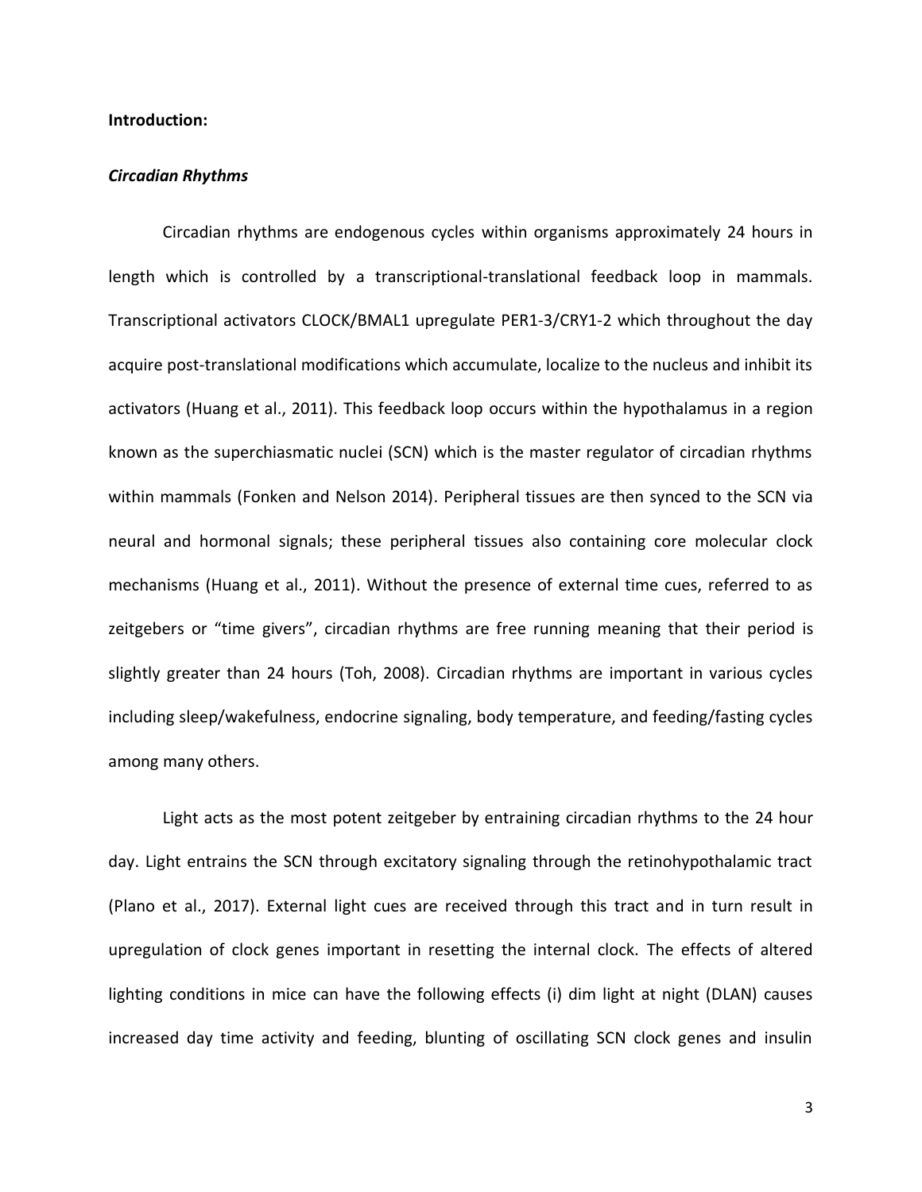**Introduction:**

***Circadian Rhythms***

Circadian rhythms are endogenous cycles within organisms approximately 24 hours in length which is controlled by a transcriptional-translational feedback loop in mammals. Transcriptional activators CLOCK/BMAL1 upregulate PER1-3/CRY1-2 which throughout the day acquire post-translational modifications which accumulate, localize to the nucleus and inhibit its activators (Huang et al., 2011). This feedback loop occurs within the hypothalamus in a region known as the superchiasmatic nuclei (SCN) which is the master regulator of circadian rhythms within mammals (Fonken and Nelson 2014). Peripheral tissues are then synced to the SCN via neural and hormonal signals; these peripheral tissues also containing core molecular clock mechanisms (Huang et al., 2011). Without the presence of external time cues, referred to as zeitgebers or "time givers", circadian rhythms are free running meaning that their period is slightly greater than 24 hours (Toh, 2008). Circadian rhythms are important in various cycles including sleep/wakefulness, endocrine signaling, body temperature, and feeding/fasting cycles among many others.

Light acts as the most potent zeitgeber by entraining circadian rhythms to the 24 hour day. Light entrains the SCN through excitatory signaling through the retinohypothalamic tract (Plano et al., 2017). External light cues are received through this tract and in turn result in upregulation of clock genes important in resetting the internal clock. The effects of altered lighting conditions in mice can have the following effects (i) dim light at night (DLAN) causes increased day time activity and feeding, blunting of oscillating SCN clock genes and insulin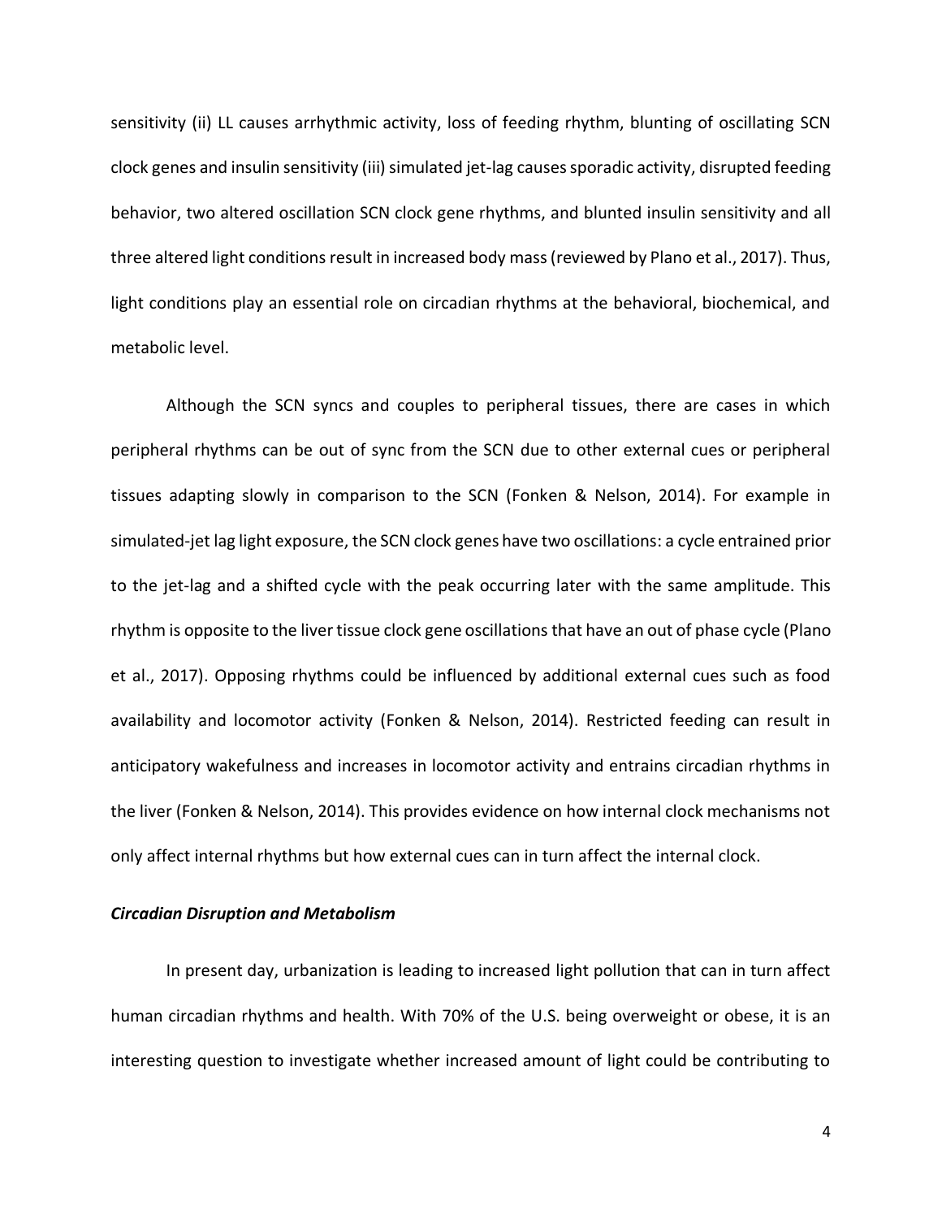sensitivity (ii) LL causes arrhythmic activity, loss of feeding rhythm, blunting of oscillating SCN clock genes and insulin sensitivity (iii) simulated jet-lag causes sporadic activity, disrupted feeding behavior, two altered oscillation SCN clock gene rhythms, and blunted insulin sensitivity and all three altered light conditions result in increased body mass (reviewed by Plano et al., 2017). Thus, light conditions play an essential role on circadian rhythms at the behavioral, biochemical, and metabolic level.

Although the SCN syncs and couples to peripheral tissues, there are cases in which peripheral rhythms can be out of sync from the SCN due to other external cues or peripheral tissues adapting slowly in comparison to the SCN (Fonken & Nelson, 2014). For example in simulated-jet lag light exposure, the SCN clock genes have two oscillations: a cycle entrained prior to the jet-lag and a shifted cycle with the peak occurring later with the same amplitude. This rhythm is opposite to the liver tissue clock gene oscillations that have an out of phase cycle (Plano et al., 2017). Opposing rhythms could be influenced by additional external cues such as food availability and locomotor activity (Fonken & Nelson, 2014). Restricted feeding can result in anticipatory wakefulness and increases in locomotor activity and entrains circadian rhythms in the liver (Fonken & Nelson, 2014). This provides evidence on how internal clock mechanisms not only affect internal rhythms but how external cues can in turn affect the internal clock.

### *Circadian Disruption and Metabolism*

In present day, urbanization is leading to increased light pollution that can in turn affect human circadian rhythms and health. With 70% of the U.S. being overweight or obese, it is an interesting question to investigate whether increased amount of light could be contributing to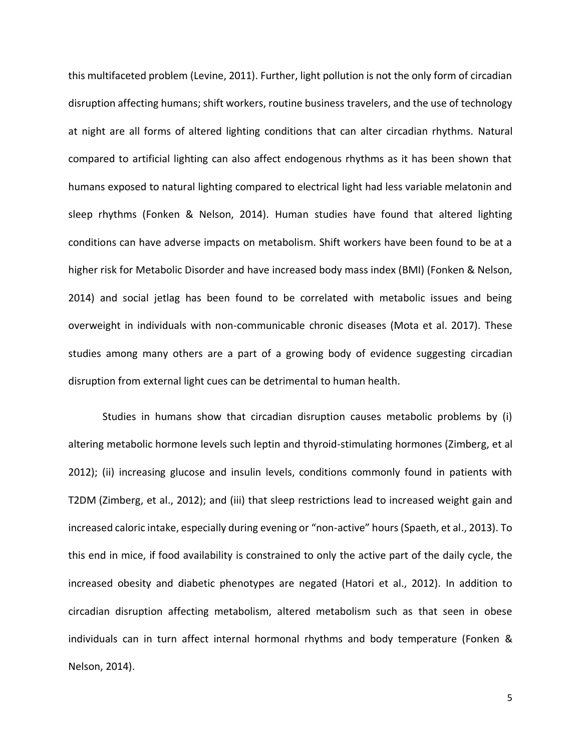this multifaceted problem (Levine, 2011). Further, light pollution is not the only form of circadian disruption affecting humans; shift workers, routine business travelers, and the use of technology at night are all forms of altered lighting conditions that can alter circadian rhythms. Natural compared to artificial lighting can also affect endogenous rhythms as it has been shown that humans exposed to natural lighting compared to electrical light had less variable melatonin and sleep rhythms (Fonken & Nelson, 2014). Human studies have found that altered lighting conditions can have adverse impacts on metabolism. Shift workers have been found to be at a higher risk for Metabolic Disorder and have increased body mass index (BMI) (Fonken & Nelson, 2014) and social jetlag has been found to be correlated with metabolic issues and being overweight in individuals with non-communicable chronic diseases (Mota et al. 2017). These studies among many others are a part of a growing body of evidence suggesting circadian disruption from external light cues can be detrimental to human health.

Studies in humans show that circadian disruption causes metabolic problems by (i) altering metabolic hormone levels such leptin and thyroid-stimulating hormones (Zimberg, et al 2012); (ii) increasing glucose and insulin levels, conditions commonly found in patients with T2DM (Zimberg, et al., 2012); and (iii) that sleep restrictions lead to increased weight gain and increased caloric intake, especially during evening or "non-active" hours (Spaeth, et al., 2013). To this end in mice, if food availability is constrained to only the active part of the daily cycle, the increased obesity and diabetic phenotypes are negated (Hatori et al., 2012). In addition to circadian disruption affecting metabolism, altered metabolism such as that seen in obese individuals can in turn affect internal hormonal rhythms and body temperature (Fonken & Nelson, 2014).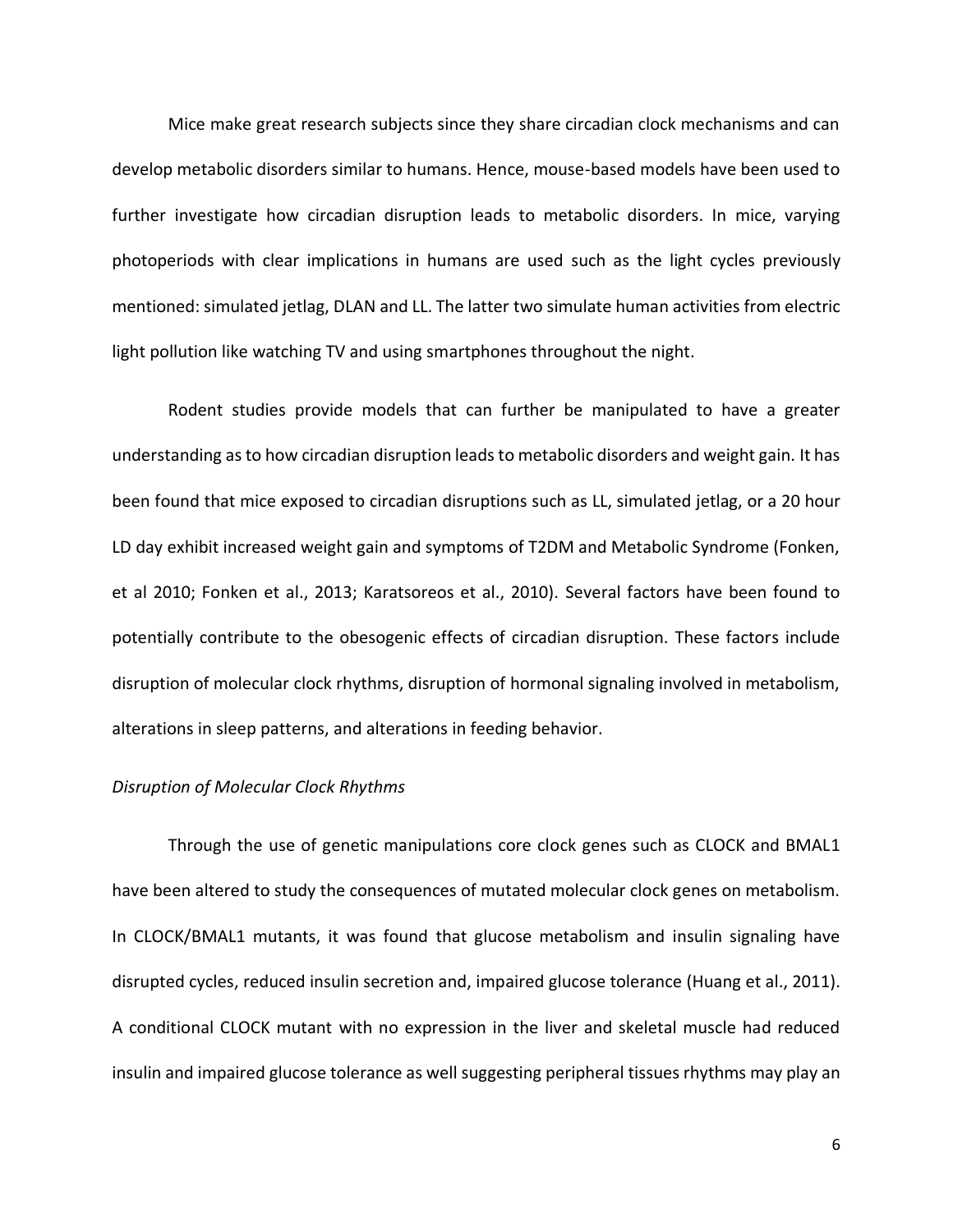Mice make great research subjects since they share circadian clock mechanisms and can develop metabolic disorders similar to humans. Hence, mouse-based models have been used to further investigate how circadian disruption leads to metabolic disorders. In mice, varying photoperiods with clear implications in humans are used such as the light cycles previously mentioned: simulated jetlag, DLAN and LL. The latter two simulate human activities from electric light pollution like watching TV and using smartphones throughout the night.

Rodent studies provide models that can further be manipulated to have a greater understanding as to how circadian disruption leads to metabolic disorders and weight gain. It has been found that mice exposed to circadian disruptions such as LL, simulated jetlag, or a 20 hour LD day exhibit increased weight gain and symptoms of T2DM and Metabolic Syndrome (Fonken, et al 2010; Fonken et al., 2013; Karatsoreos et al., 2010). Several factors have been found to potentially contribute to the obesogenic effects of circadian disruption. These factors include disruption of molecular clock rhythms, disruption of hormonal signaling involved in metabolism, alterations in sleep patterns, and alterations in feeding behavior.

*Disruption of Molecular Clock Rhythms*

Through the use of genetic manipulations core clock genes such as CLOCK and BMAL1 have been altered to study the consequences of mutated molecular clock genes on metabolism. In CLOCK/BMAL1 mutants, it was found that glucose metabolism and insulin signaling have disrupted cycles, reduced insulin secretion and, impaired glucose tolerance (Huang et al., 2011). A conditional CLOCK mutant with no expression in the liver and skeletal muscle had reduced insulin and impaired glucose tolerance as well suggesting peripheral tissues rhythms may play an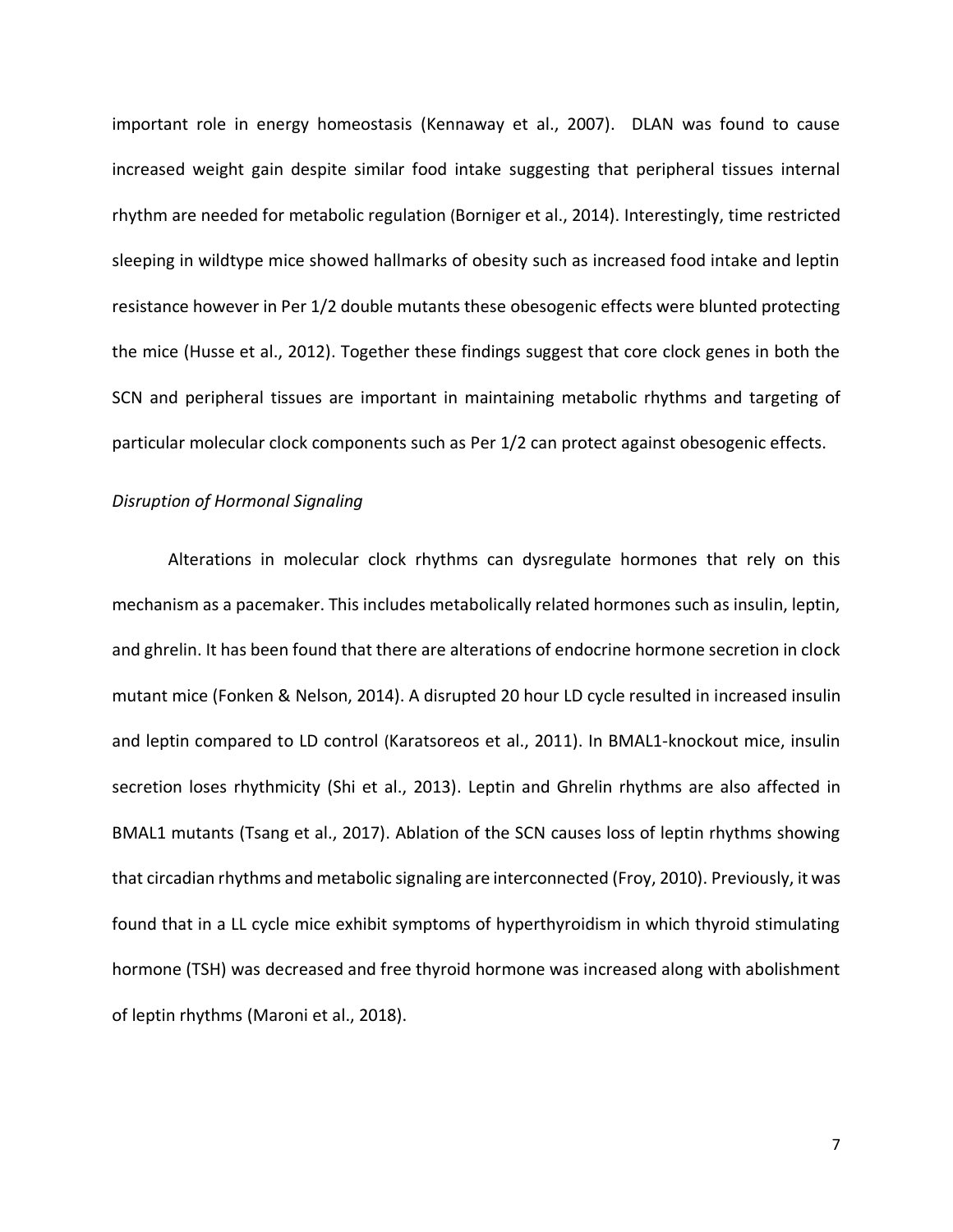important role in energy homeostasis (Kennaway et al., 2007). DLAN was found to cause increased weight gain despite similar food intake suggesting that peripheral tissues internal rhythm are needed for metabolic regulation (Borniger et al., 2014). Interestingly, time restricted sleeping in wildtype mice showed hallmarks of obesity such as increased food intake and leptin resistance however in Per 1/2 double mutants these obesogenic effects were blunted protecting the mice (Husse et al., 2012). Together these findings suggest that core clock genes in both the SCN and peripheral tissues are important in maintaining metabolic rhythms and targeting of particular molecular clock components such as Per 1/2 can protect against obesogenic effects.

*Disruption of Hormonal Signaling*

Alterations in molecular clock rhythms can dysregulate hormones that rely on this mechanism as a pacemaker. This includes metabolically related hormones such as insulin, leptin, and ghrelin. It has been found that there are alterations of endocrine hormone secretion in clock mutant mice (Fonken & Nelson, 2014). A disrupted 20 hour LD cycle resulted in increased insulin and leptin compared to LD control (Karatsoreos et al., 2011). In BMAL1-knockout mice, insulin secretion loses rhythmicity (Shi et al., 2013). Leptin and Ghrelin rhythms are also affected in BMAL1 mutants (Tsang et al., 2017). Ablation of the SCN causes loss of leptin rhythms showing that circadian rhythms and metabolic signaling are interconnected (Froy, 2010). Previously, it was found that in a LL cycle mice exhibit symptoms of hyperthyroidism in which thyroid stimulating hormone (TSH) was decreased and free thyroid hormone was increased along with abolishment of leptin rhythms (Maroni et al., 2018).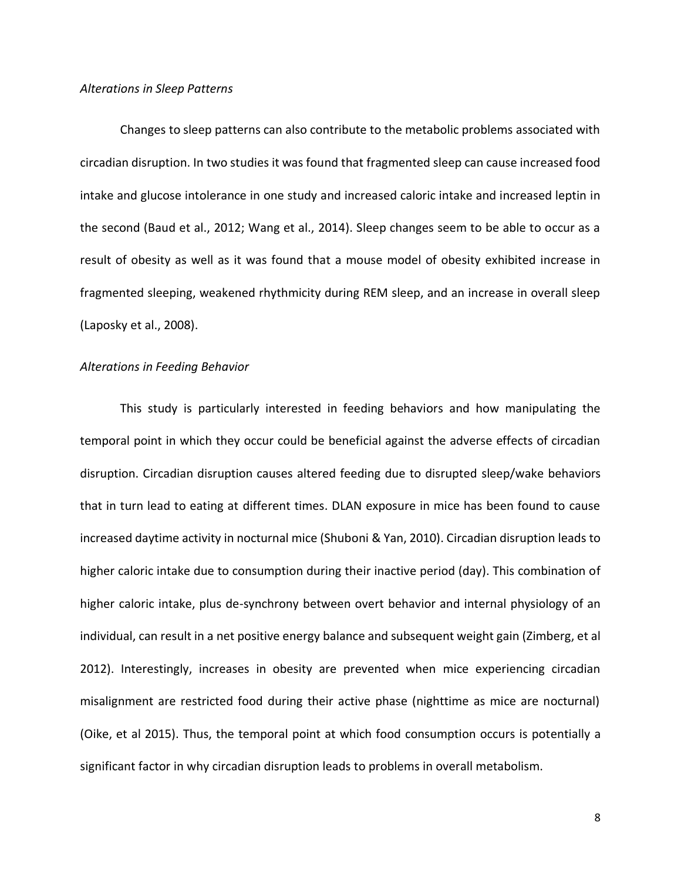*Alterations in Sleep Patterns*

Changes to sleep patterns can also contribute to the metabolic problems associated with circadian disruption. In two studies it was found that fragmented sleep can cause increased food intake and glucose intolerance in one study and increased caloric intake and increased leptin in the second (Baud et al., 2012; Wang et al., 2014). Sleep changes seem to be able to occur as a result of obesity as well as it was found that a mouse model of obesity exhibited increase in fragmented sleeping, weakened rhythmicity during REM sleep, and an increase in overall sleep (Laposky et al., 2008).

*Alterations in Feeding Behavior*

This study is particularly interested in feeding behaviors and how manipulating the temporal point in which they occur could be beneficial against the adverse effects of circadian disruption. Circadian disruption causes altered feeding due to disrupted sleep/wake behaviors that in turn lead to eating at different times. DLAN exposure in mice has been found to cause increased daytime activity in nocturnal mice (Shuboni & Yan, 2010). Circadian disruption leads to higher caloric intake due to consumption during their inactive period (day). This combination of higher caloric intake, plus de-synchrony between overt behavior and internal physiology of an individual, can result in a net positive energy balance and subsequent weight gain (Zimberg, et al 2012). Interestingly, increases in obesity are prevented when mice experiencing circadian misalignment are restricted food during their active phase (nighttime as mice are nocturnal) (Oike, et al 2015). Thus, the temporal point at which food consumption occurs is potentially a significant factor in why circadian disruption leads to problems in overall metabolism.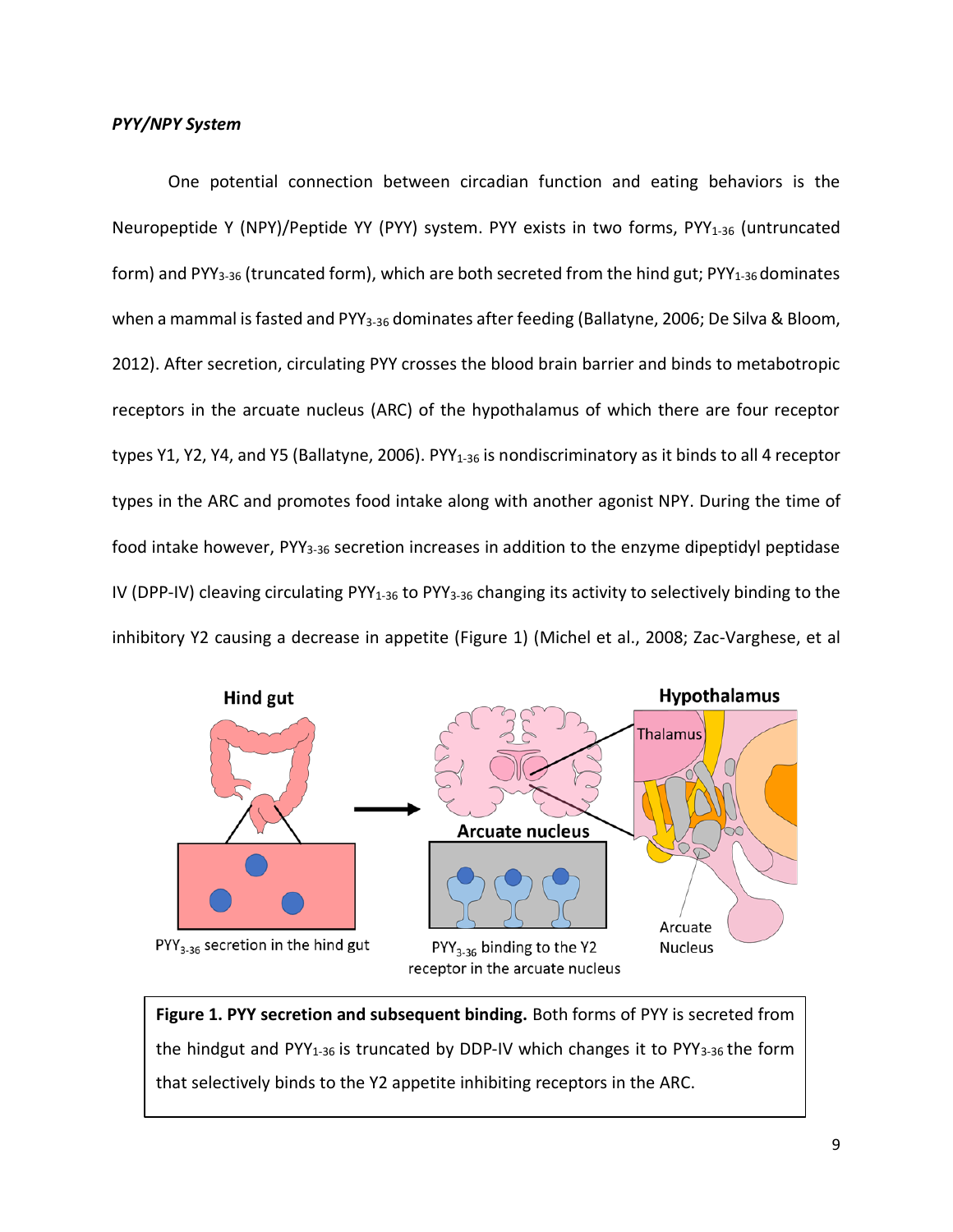*PYY/NPY System*

One potential connection between circadian function and eating behaviors is the Neuropeptide Y (NPY)/Peptide YY (PYY) system. PYY exists in two forms, $PYY_{1-36}$ (untruncated form) and $PYY_{3-36}$ (truncated form), which are both secreted from the hind gut; $PYY_{1-36}$ dominates when a mammal is fasted and $PYY_{3-36}$ dominates after feeding (Ballatyne, 2006; De Silva & Bloom, 2012). After secretion, circulating PYY crosses the blood brain barrier and binds to metabotropic receptors in the arcuate nucleus (ARC) of the hypothalamus of which there are four receptor types Y1, Y2, Y4, and Y5 (Ballatyne, 2006). $PYY_{1-36}$ is nondiscriminatory as it binds to all 4 receptor types in the ARC and promotes food intake along with another agonist NPY. During the time of food intake however, $PYY_{3-36}$ secretion increases in addition to the enzyme dipeptidyl peptidase IV (DPP-IV) cleaving circulating $PYY_{1-36}$ to $PYY_{3-36}$ changing its activity to selectively binding to the inhibitory Y2 causing a decrease in appetite (Figure 1) (Michel et al., 2008; Zac-Varghese, et al

**Figure 1. PYY secretion and subsequent binding.** Both forms of PYY is secreted from the hindgut and $PYY_{1-36}$ is truncated by DDP-IV which changes it to $PYY_{3-36}$ the form that selectively binds to the Y2 appetite inhibiting receptors in the ARC.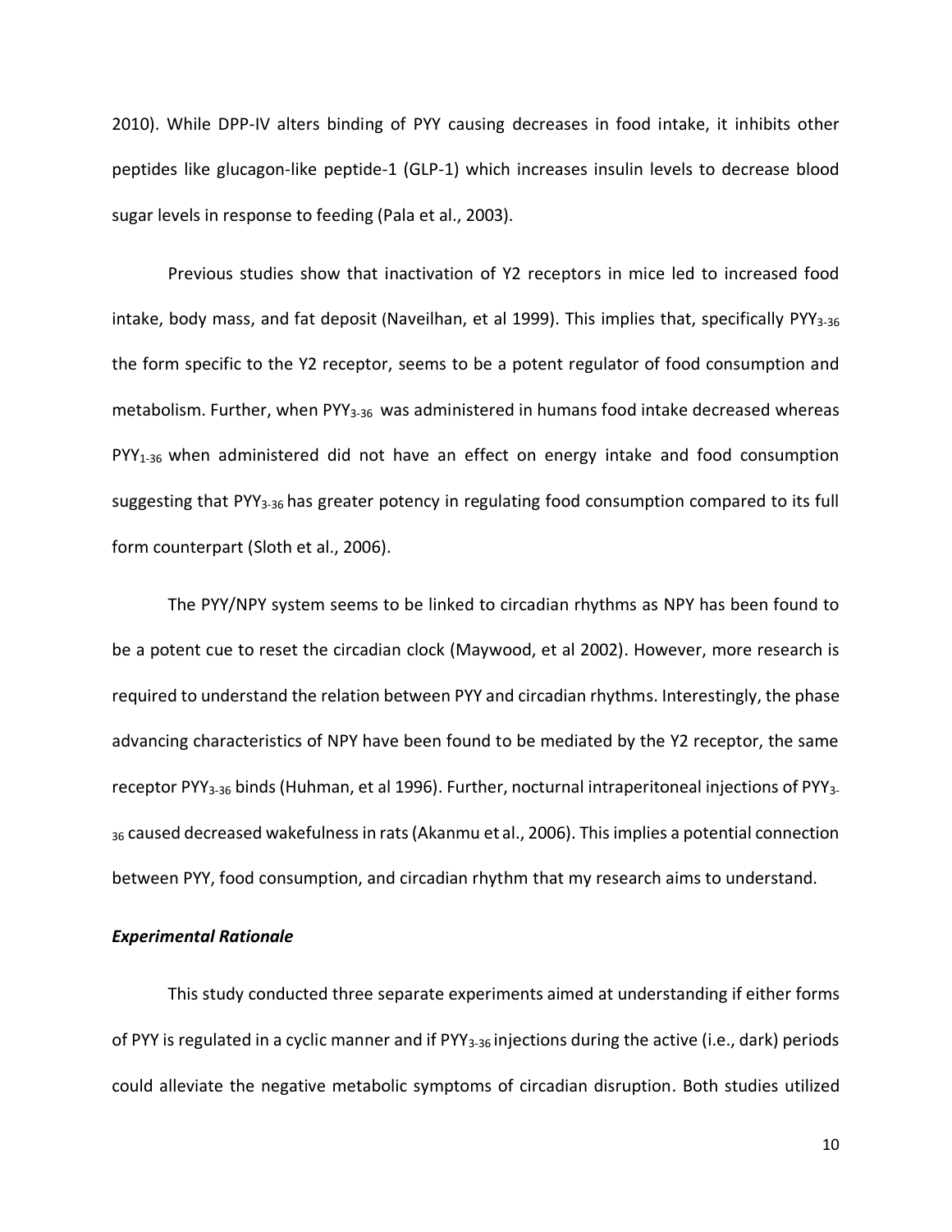2010). While DPP-IV alters binding of PYY causing decreases in food intake, it inhibits other peptides like glucagon-like peptide-1 (GLP-1) which increases insulin levels to decrease blood sugar levels in response to feeding (Pala et al., 2003).

Previous studies show that inactivation of Y2 receptors in mice led to increased food intake, body mass, and fat deposit (Naveilhan, et al 1999). This implies that, specifically $PYY_{3\text{-}36}$ the form specific to the Y2 receptor, seems to be a potent regulator of food consumption and metabolism. Further, when $PYY_{3\text{-}36}$ was administered in humans food intake decreased whereas $PYY_{1\text{-}36}$ when administered did not have an effect on energy intake and food consumption suggesting that $PYY_{3\text{-}36}$ has greater potency in regulating food consumption compared to its full form counterpart (Sloth et al., 2006).

The PYY/NPY system seems to be linked to circadian rhythms as NPY has been found to be a potent cue to reset the circadian clock (Maywood, et al 2002). However, more research is required to understand the relation between PYY and circadian rhythms. Interestingly, the phase advancing characteristics of NPY have been found to be mediated by the Y2 receptor, the same receptor $PYY_{3\text{-}36}$ binds (Huhman, et al 1996). Further, nocturnal intraperitoneal injections of $PYY_{3\text{-}36}$ caused decreased wakefulness in rats (Akanmu et al., 2006). This implies a potential connection between PYY, food consumption, and circadian rhythm that my research aims to understand.

### *Experimental Rationale*

This study conducted three separate experiments aimed at understanding if either forms of PYY is regulated in a cyclic manner and if $PYY_{3\text{-}36}$ injections during the active (i.e., dark) periods could alleviate the negative metabolic symptoms of circadian disruption. Both studies utilized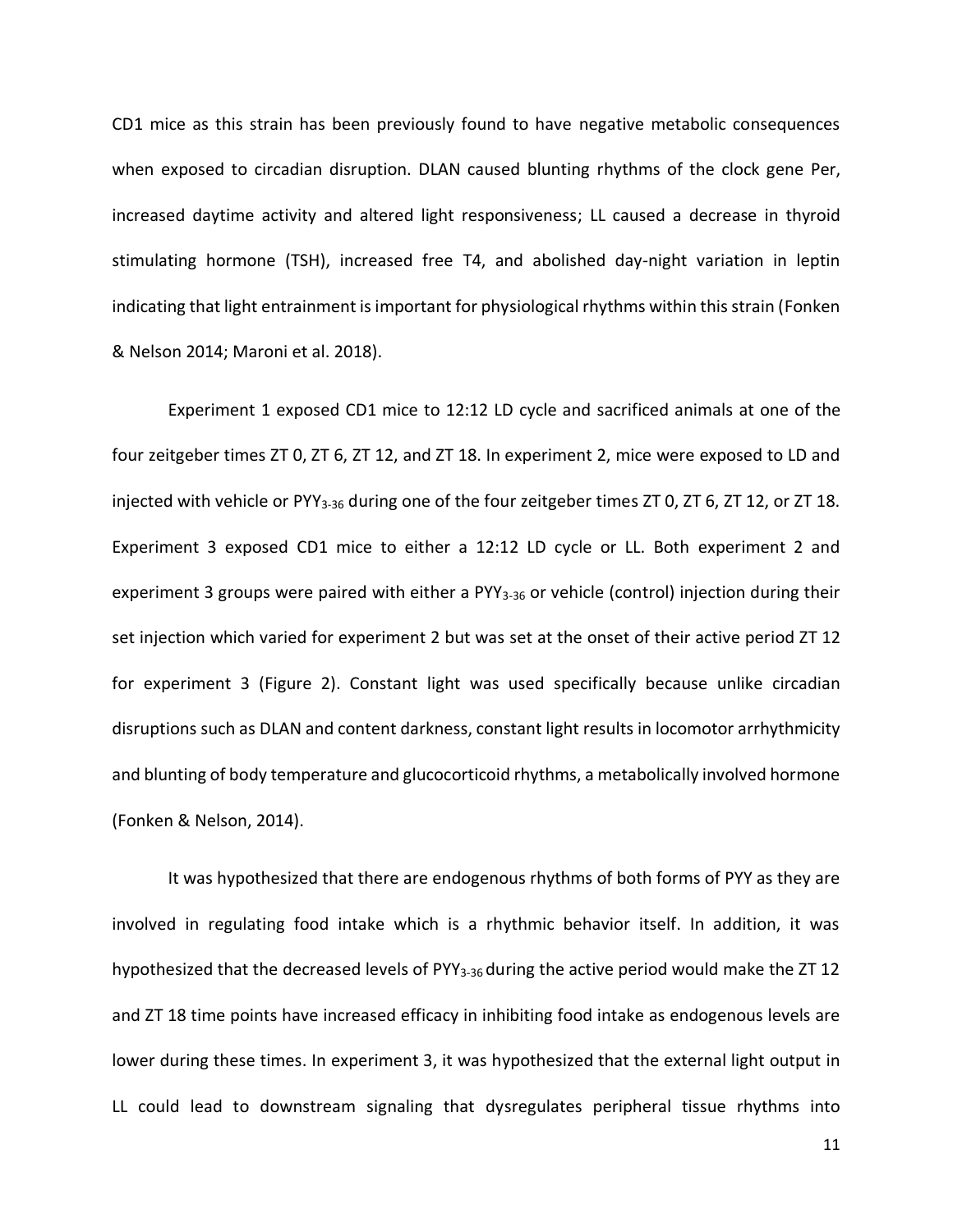CD1 mice as this strain has been previously found to have negative metabolic consequences when exposed to circadian disruption. DLAN caused blunting rhythms of the clock gene Per, increased daytime activity and altered light responsiveness; LL caused a decrease in thyroid stimulating hormone (TSH), increased free T4, and abolished day-night variation in leptin indicating that light entrainment is important for physiological rhythms within this strain (Fonken & Nelson 2014; Maroni et al. 2018).

Experiment 1 exposed CD1 mice to 12:12 LD cycle and sacrificed animals at one of the four zeitgeber times ZT 0, ZT 6, ZT 12, and ZT 18. In experiment 2, mice were exposed to LD and injected with vehicle or $PYY_{3\text{-}36}$ during one of the four zeitgeber times ZT 0, ZT 6, ZT 12, or ZT 18. Experiment 3 exposed CD1 mice to either a 12:12 LD cycle or LL. Both experiment 2 and experiment 3 groups were paired with either a $PYY_{3\text{-}36}$ or vehicle (control) injection during their set injection which varied for experiment 2 but was set at the onset of their active period ZT 12 for experiment 3 (Figure 2). Constant light was used specifically because unlike circadian disruptions such as DLAN and content darkness, constant light results in locomotor arrhythmicity and blunting of body temperature and glucocorticoid rhythms, a metabolically involved hormone (Fonken & Nelson, 2014).

It was hypothesized that there are endogenous rhythms of both forms of PYY as they are involved in regulating food intake which is a rhythmic behavior itself. In addition, it was hypothesized that the decreased levels of $PYY_{3\text{-}36}$ during the active period would make the ZT 12 and ZT 18 time points have increased efficacy in inhibiting food intake as endogenous levels are lower during these times. In experiment 3, it was hypothesized that the external light output in LL could lead to downstream signaling that dysregulates peripheral tissue rhythms into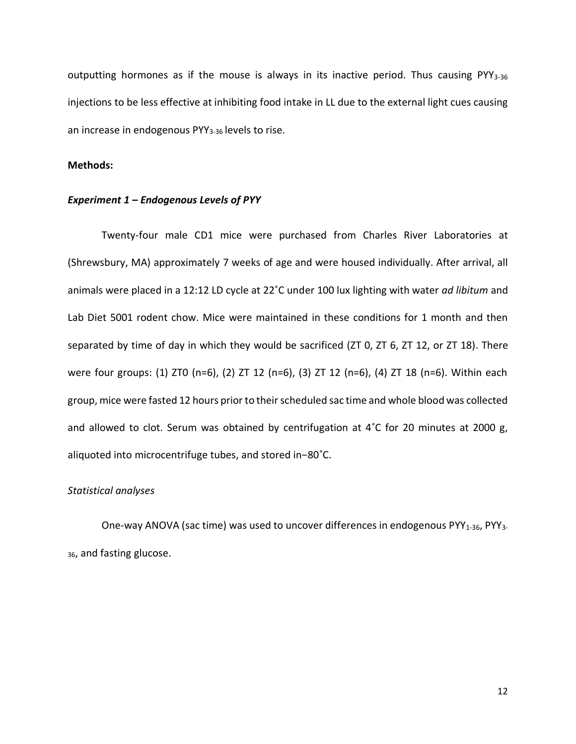outputting hormones as if the mouse is always in its inactive period. Thus causing $PYY_{3\text{-}36}$ injections to be less effective at inhibiting food intake in LL due to the external light cues causing an increase in endogenous $PYY_{3\text{-}36}$ levels to rise.

**Methods:**

***Experiment 1 – Endogenous Levels of PYY***

Twenty-four male CD1 mice were purchased from Charles River Laboratories at (Shrewsbury, MA) approximately 7 weeks of age and were housed individually. After arrival, all animals were placed in a 12:12 LD cycle at 22˚C under 100 lux lighting with water *ad libitum* and Lab Diet 5001 rodent chow. Mice were maintained in these conditions for 1 month and then separated by time of day in which they would be sacrificed (ZT 0, ZT 6, ZT 12, or ZT 18). There were four groups: (1) ZT0 (n=6), (2) ZT 12 (n=6), (3) ZT 12 (n=6), (4) ZT 18 (n=6). Within each group, mice were fasted 12 hours prior to their scheduled sac time and whole blood was collected and allowed to clot. Serum was obtained by centrifugation at 4˚C for 20 minutes at 2000 g, aliquoted into microcentrifuge tubes, and stored in−80˚C.

*Statistical analyses*

One-way ANOVA (sac time) was used to uncover differences in endogenous $PYY_{1\text{-}36}$, $PYY_{3\text{-}36}$, and fasting glucose.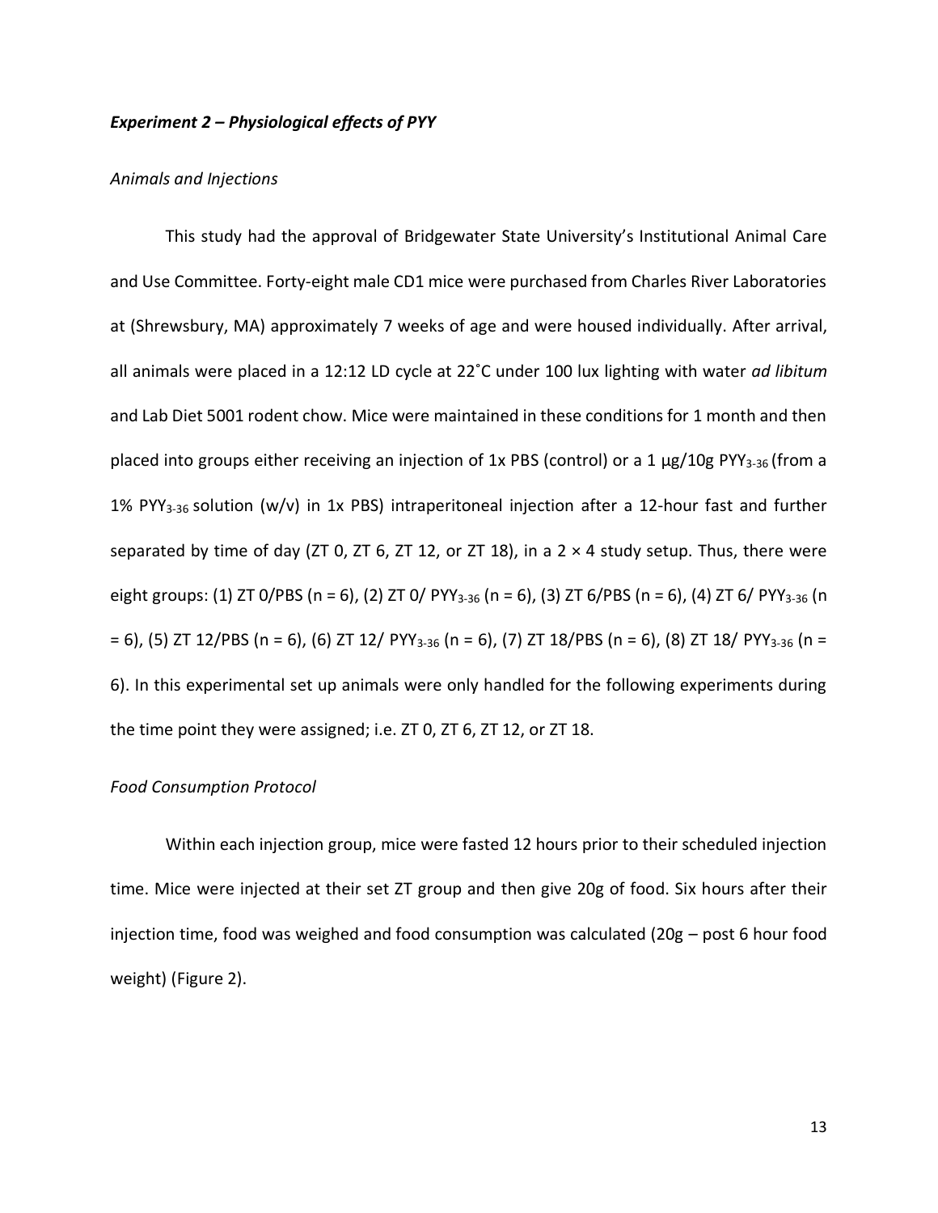***Experiment 2 – Physiological effects of PYY***

*Animals and Injections*

This study had the approval of Bridgewater State University's Institutional Animal Care and Use Committee. Forty-eight male CD1 mice were purchased from Charles River Laboratories at (Shrewsbury, MA) approximately 7 weeks of age and were housed individually. After arrival, all animals were placed in a 12:12 LD cycle at 22˚C under 100 lux lighting with water *ad libitum* and Lab Diet 5001 rodent chow. Mice were maintained in these conditions for 1 month and then placed into groups either receiving an injection of 1x PBS (control) or a 1 µg/10g $PYY_{3\text{-}36}$ (from a 1% $PYY_{3\text{-}36}$ solution (w/v) in 1x PBS) intraperitoneal injection after a 12-hour fast and further separated by time of day (ZT 0, ZT 6, ZT 12, or ZT 18), in a 2 × 4 study setup. Thus, there were eight groups: (1) ZT 0/PBS (n = 6), (2) ZT 0/ $PYY_{3\text{-}36}$ (n = 6), (3) ZT 6/PBS (n = 6), (4) ZT 6/ $PYY_{3\text{-}36}$ (n = 6), (5) ZT 12/PBS (n = 6), (6) ZT 12/ $PYY_{3\text{-}36}$ (n = 6), (7) ZT 18/PBS (n = 6), (8) ZT 18/ $PYY_{3\text{-}36}$ (n = 6). In this experimental set up animals were only handled for the following experiments during the time point they were assigned; i.e. ZT 0, ZT 6, ZT 12, or ZT 18.

*Food Consumption Protocol*

Within each injection group, mice were fasted 12 hours prior to their scheduled injection time. Mice were injected at their set ZT group and then give 20g of food. Six hours after their injection time, food was weighed and food consumption was calculated (20g – post 6 hour food weight) (Figure 2).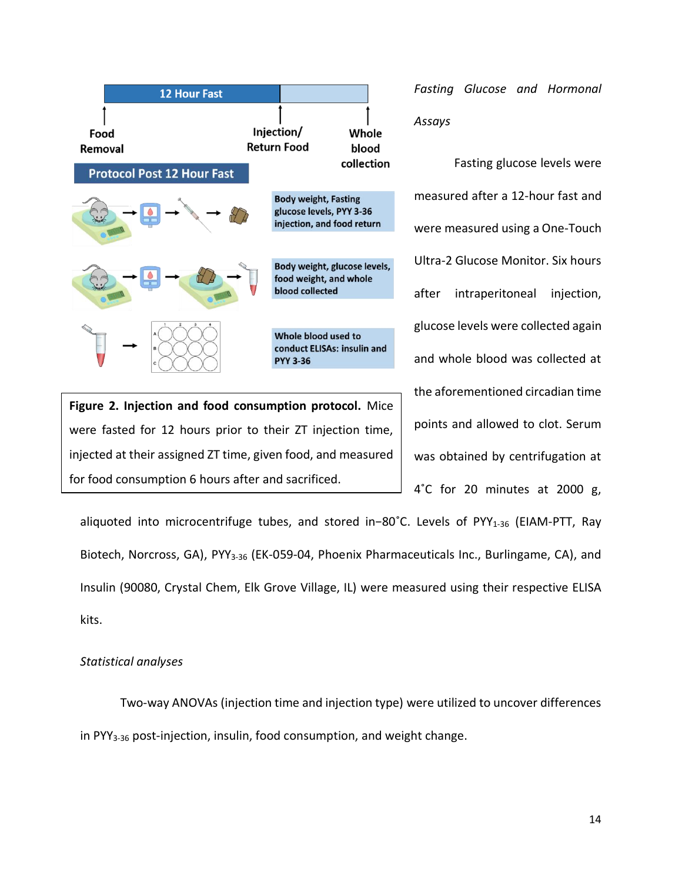12 Hour Fast

Food Removal | Injection/ Return Food | Whole blood collection

Protocol Post 12 Hour Fast

Body weight, Fasting glucose levels, PYY 3-36 injection, and food return

Body weight, glucose levels, food weight, and whole blood collected

Whole blood used to conduct ELISAs: insulin and PYY 3-36

**Figure 2. Injection and food consumption protocol.** Mice were fasted for 12 hours prior to their ZT injection time, injected at their assigned ZT time, given food, and measured for food consumption 6 hours after and sacrificed.

*Fasting Glucose and Hormonal Assays*

Fasting glucose levels were measured after a 12-hour fast and were measured using a One-Touch Ultra-2 Glucose Monitor. Six hours after intraperitoneal injection, glucose levels were collected again and whole blood was collected at the aforementioned circadian time points and allowed to clot. Serum was obtained by centrifugation at 4˚C for 20 minutes at 2000 g, aliquoted into microcentrifuge tubes, and stored in−80˚C. Levels of $PYY_{1\text{-}36}$ (EIAM-PTT, Ray Biotech, Norcross, GA), $PYY_{3\text{-}36}$ (EK-059-04, Phoenix Pharmaceuticals Inc., Burlingame, CA), and Insulin (90080, Crystal Chem, Elk Grove Village, IL) were measured using their respective ELISA kits.

*Statistical analyses*

Two-way ANOVAs (injection time and injection type) were utilized to uncover differences in $PYY_{3\text{-}36}$ post-injection, insulin, food consumption, and weight change.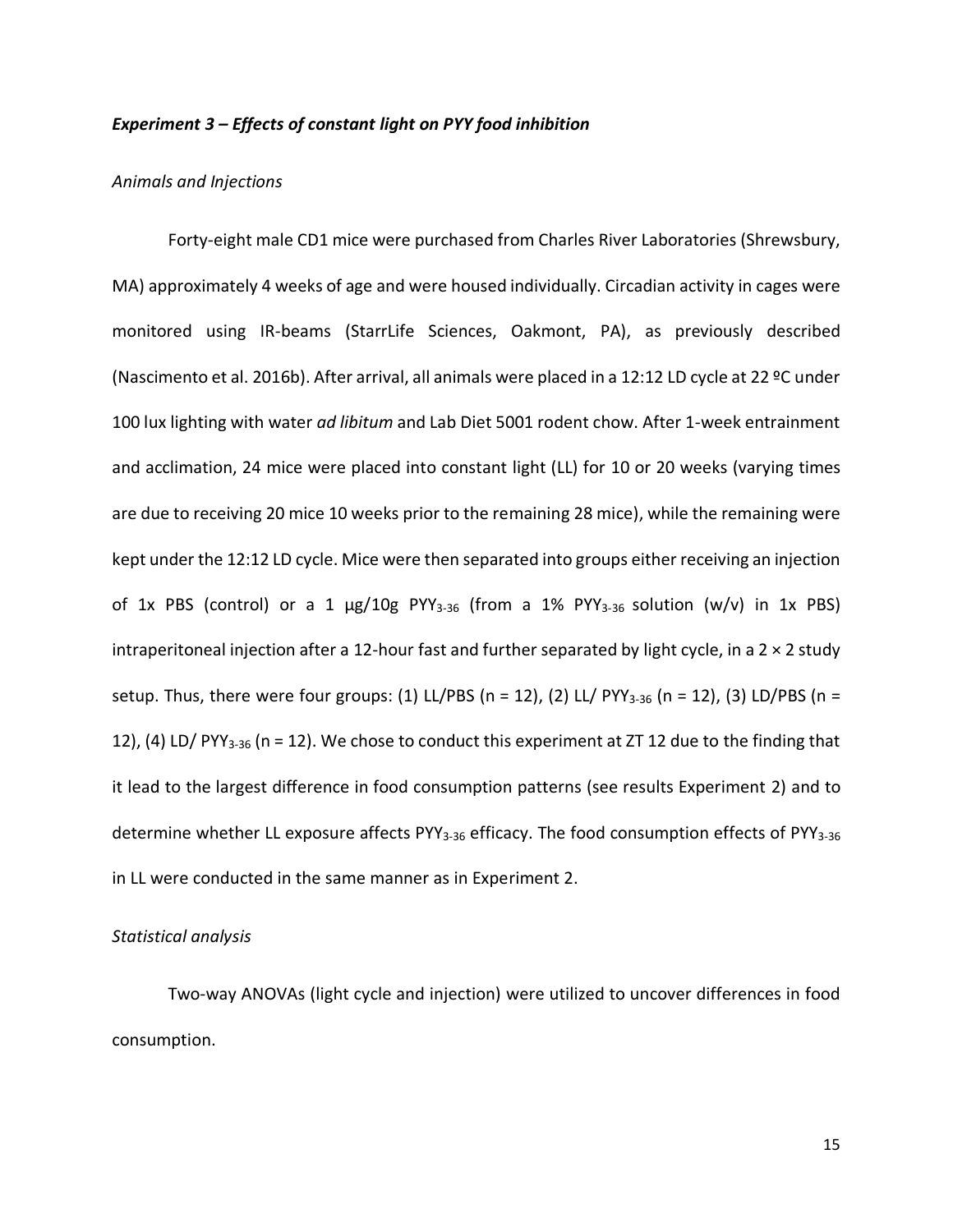### *Experiment 3 – Effects of constant light on PYY food inhibition*

*Animals and Injections*

Forty-eight male CD1 mice were purchased from Charles River Laboratories (Shrewsbury, MA) approximately 4 weeks of age and were housed individually. Circadian activity in cages were monitored using IR-beams (StarrLife Sciences, Oakmont, PA), as previously described (Nascimento et al. 2016b). After arrival, all animals were placed in a 12:12 LD cycle at 22 ºC under 100 lux lighting with water *ad libitum* and Lab Diet 5001 rodent chow. After 1-week entrainment and acclimation, 24 mice were placed into constant light (LL) for 10 or 20 weeks (varying times are due to receiving 20 mice 10 weeks prior to the remaining 28 mice), while the remaining were kept under the 12:12 LD cycle. Mice were then separated into groups either receiving an injection of 1x PBS (control) or a 1 µg/10g $PYY_{3-36}$ (from a 1% $PYY_{3-36}$ solution (w/v) in 1x PBS) intraperitoneal injection after a 12-hour fast and further separated by light cycle, in a 2 × 2 study setup. Thus, there were four groups: (1) LL/PBS (n = 12), (2) LL/ $PYY_{3-36}$ (n = 12), (3) LD/PBS (n = 12), (4) LD/ $PYY_{3-36}$ (n = 12). We chose to conduct this experiment at ZT 12 due to the finding that it lead to the largest difference in food consumption patterns (see results Experiment 2) and to determine whether LL exposure affects $PYY_{3-36}$ efficacy. The food consumption effects of $PYY_{3-36}$ in LL were conducted in the same manner as in Experiment 2.

*Statistical analysis*

Two-way ANOVAs (light cycle and injection) were utilized to uncover differences in food consumption.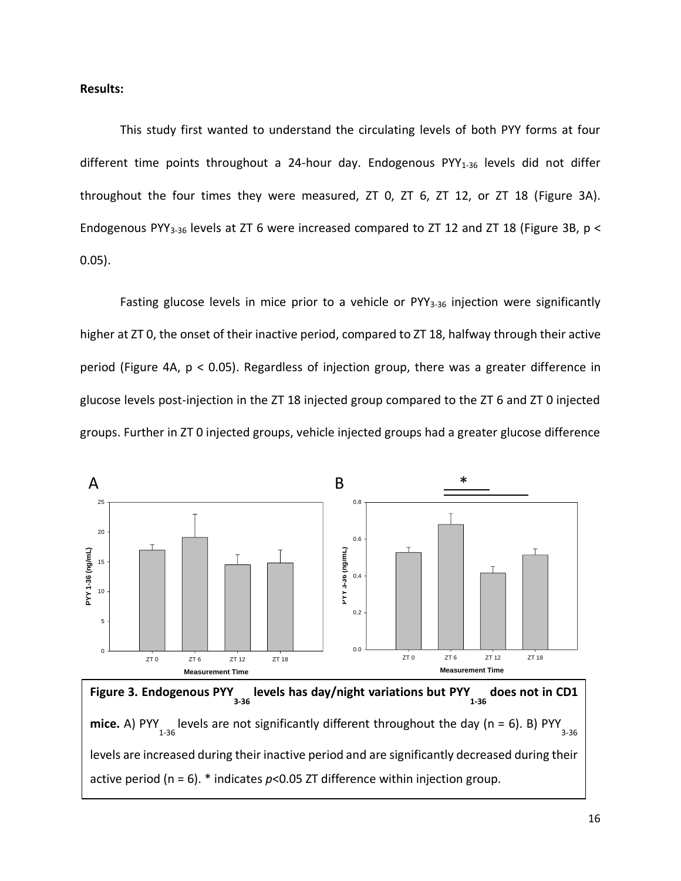**Results:**

This study first wanted to understand the circulating levels of both PYY forms at four different time points throughout a 24-hour day. Endogenous $PYY_{1-36}$ levels did not differ throughout the four times they were measured, ZT 0, ZT 6, ZT 12, or ZT 18 (Figure 3A). Endogenous $PYY_{3-36}$ levels at ZT 6 were increased compared to ZT 12 and ZT 18 (Figure 3B, $p < 0.05$).

Fasting glucose levels in mice prior to a vehicle or $PYY_{3-36}$ injection were significantly higher at ZT 0, the onset of their inactive period, compared to ZT 18, halfway through their active period (Figure 4A, $p < 0.05$). Regardless of injection group, there was a greater difference in glucose levels post-injection in the ZT 18 injected group compared to the ZT 6 and ZT 0 injected groups. Further in ZT 0 injected groups, vehicle injected groups had a greater glucose difference

**Figure 3. Endogenous $PYY_{3-36}$ levels has day/night variations but $PYY_{1-36}$ does not in CD1 mice.** A) $PYY_{1-36}$ levels are not significantly different throughout the day (n = 6). B) $PYY_{3-36}$ levels are increased during their inactive period and are significantly decreased during their active period (n = 6). * indicates *p*<0.05 ZT difference within injection group.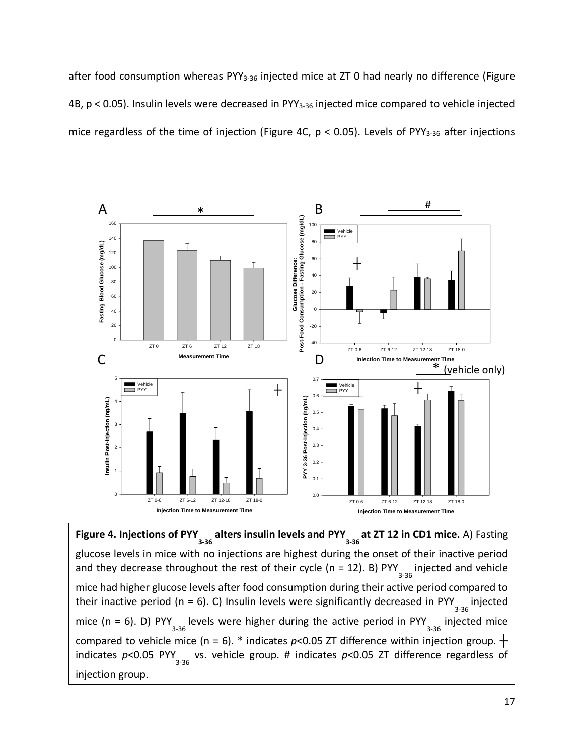after food consumption whereas $PYY_{3-36}$ injected mice at ZT 0 had nearly no difference (Figure 4B, $p < 0.05$). Insulin levels were decreased in $PYY_{3-36}$ injected mice compared to vehicle injected mice regardless of the time of injection (Figure 4C, $p < 0.05$). Levels of $PYY_{3-36}$ after injections

**Figure 4. Injections of $PYY_{3-36}$ alters insulin levels and $PYY_{3-36}$ at ZT 12 in CD1 mice.** A) Fasting glucose levels in mice with no injections are highest during the onset of their inactive period and they decrease throughout the rest of their cycle (n = 12). B) $PYY_{3-36}$ injected and vehicle mice had higher glucose levels after food consumption during their active period compared to their inactive period (n = 6). C) Insulin levels were significantly decreased in $PYY_{3-36}$ injected mice (n = 6). D) $PYY_{3-36}$ levels were higher during the active period in $PYY_{3-36}$ injected mice compared to vehicle mice (n = 6). * indicates $p$<0.05 ZT difference within injection group. ┼ indicates $p$<0.05 $PYY_{3-36}$ vs. vehicle group. # indicates $p$<0.05 ZT difference regardless of injection group.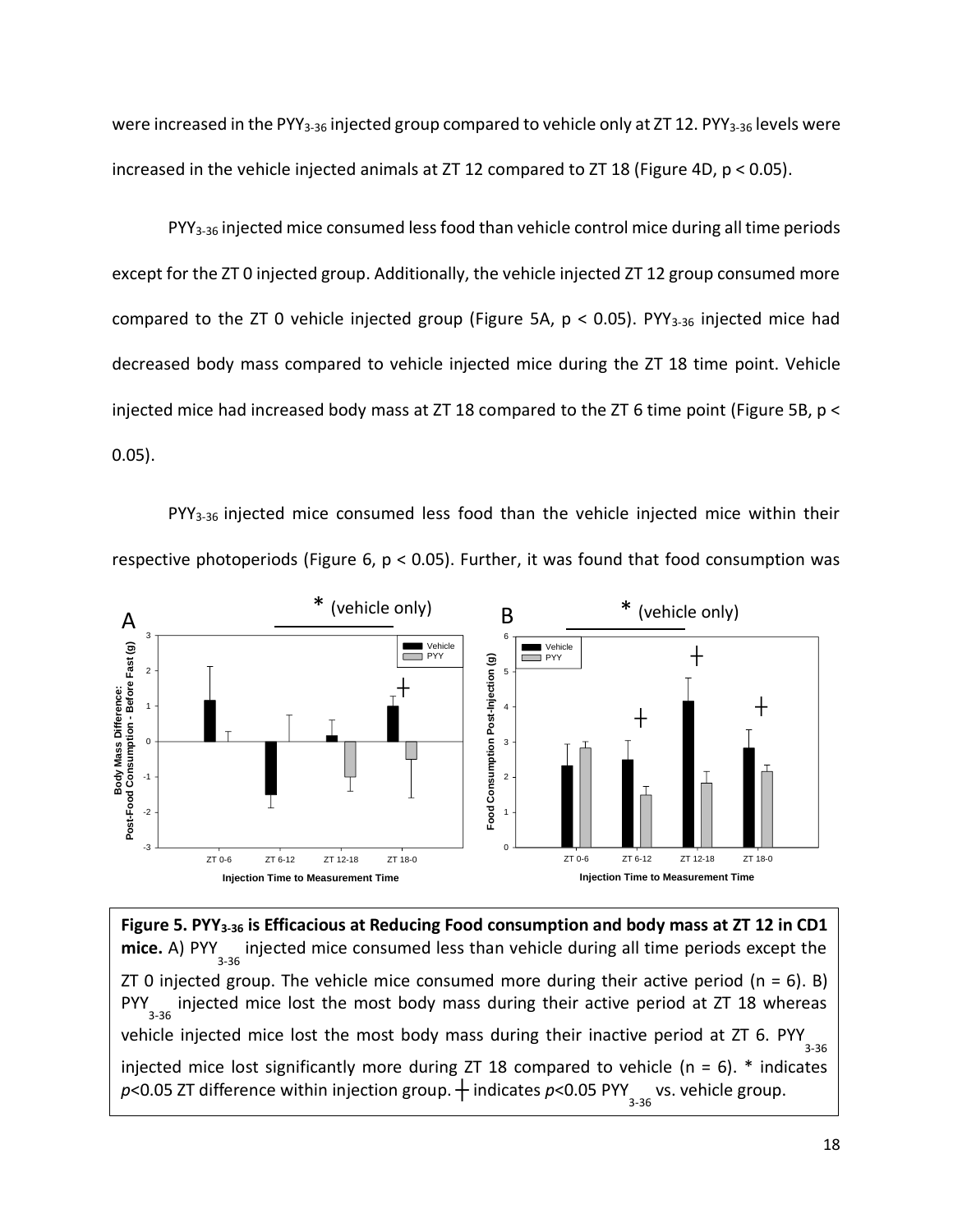were increased in the $PYY_{3-36}$ injected group compared to vehicle only at ZT 12. $PYY_{3-36}$ levels were increased in the vehicle injected animals at ZT 12 compared to ZT 18 (Figure 4D, $p < 0.05$).

$PYY_{3-36}$ injected mice consumed less food than vehicle control mice during all time periods except for the ZT 0 injected group. Additionally, the vehicle injected ZT 12 group consumed more compared to the ZT 0 vehicle injected group (Figure 5A, $p < 0.05$). $PYY_{3-36}$ injected mice had decreased body mass compared to vehicle injected mice during the ZT 18 time point. Vehicle injected mice had increased body mass at ZT 18 compared to the ZT 6 time point (Figure 5B, $p < 0.05$).

$PYY_{3-36}$ injected mice consumed less food than the vehicle injected mice within their respective photoperiods (Figure 6, $p < 0.05$). Further, it was found that food consumption was

**Figure 5. $PYY_{3-36}$ is Efficacious at Reducing Food consumption and body mass at ZT 12 in CD1 mice.** A) $PYY_{3-36}$ injected mice consumed less than vehicle during all time periods except the ZT 0 injected group. The vehicle mice consumed more during their active period (n = 6). B) $PYY_{3-36}$ injected mice lost the most body mass during their active period at ZT 18 whereas vehicle injected mice lost the most body mass during their inactive period at ZT 6. $PYY_{3-36}$ injected mice lost significantly more during ZT 18 compared to vehicle (n = 6). * indicates *p*<0.05 ZT difference within injection group. ┼ indicates *p*<0.05 $PYY_{3-36}$ vs. vehicle group.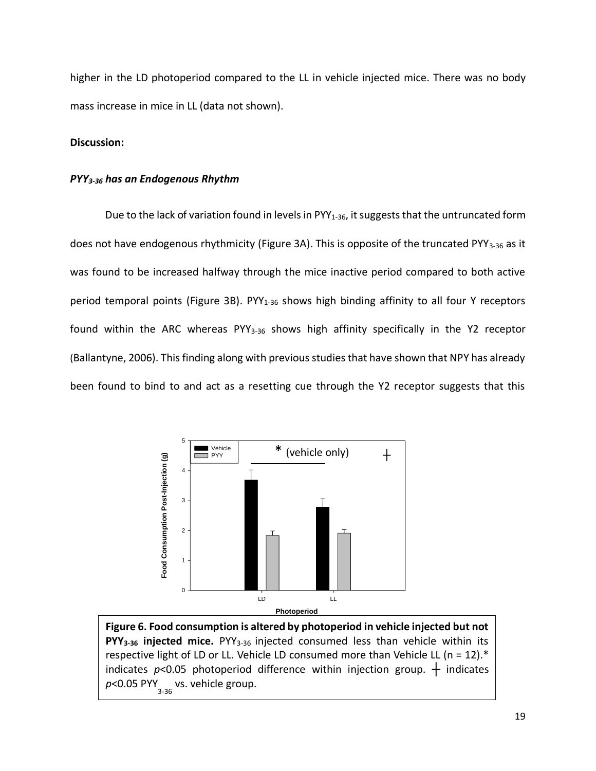higher in the LD photoperiod compared to the LL in vehicle injected mice. There was no body mass increase in mice in LL (data not shown).

**Discussion:**

### ***PYY$_{3\text{-}36}$ has an Endogenous Rhythm***

Due to the lack of variation found in levels in PYY$_{1\text{-}36}$, it suggests that the untruncated form does not have endogenous rhythmicity (Figure 3A). This is opposite of the truncated PYY$_{3\text{-}36}$ as it was found to be increased halfway through the mice inactive period compared to both active period temporal points (Figure 3B). PYY$_{1\text{-}36}$ shows high binding affinity to all four Y receptors found within the ARC whereas PYY$_{3\text{-}36}$ shows high affinity specifically in the Y2 receptor (Ballantyne, 2006). This finding along with previous studies that have shown that NPY has already been found to bind to and act as a resetting cue through the Y2 receptor suggests that this

**Figure 6. Food consumption is altered by photoperiod in vehicle injected but not PYY$_{3\text{-}36}$ injected mice.** PYY$_{3\text{-}36}$ injected consumed less than vehicle within its respective light of LD or LL. Vehicle LD consumed more than Vehicle LL (n = 12).* indicates $p$<0.05 photoperiod difference within injection group. ┼ indicates $p$<0.05 PYY$_{3\text{-}36}$ vs. vehicle group.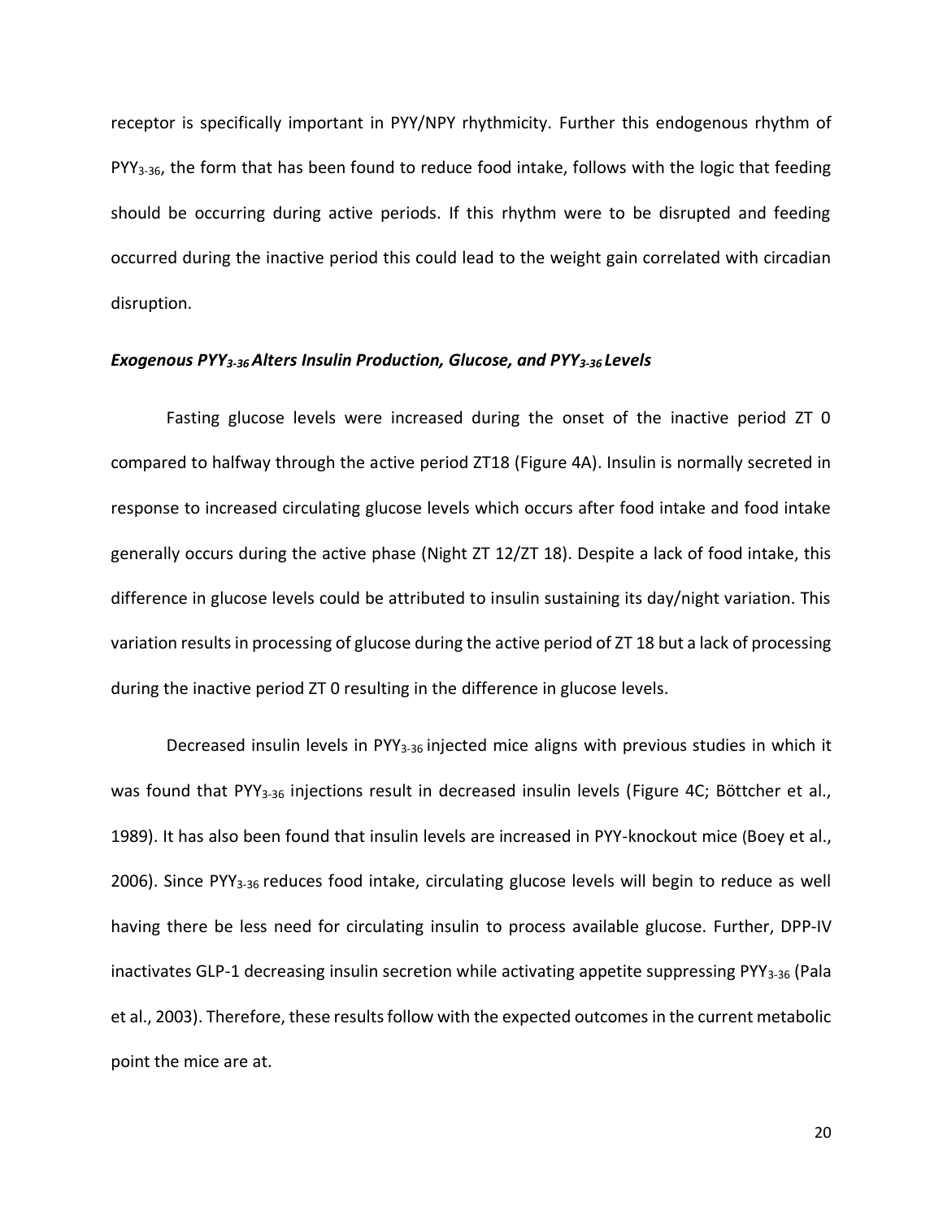receptor is specifically important in PYY/NPY rhythmicity. Further this endogenous rhythm of $PYY_{3\text{-}36}$, the form that has been found to reduce food intake, follows with the logic that feeding should be occurring during active periods. If this rhythm were to be disrupted and feeding occurred during the inactive period this could lead to the weight gain correlated with circadian disruption.

### *Exogenous $PYY_{3\text{-}36}$ Alters Insulin Production, Glucose, and $PYY_{3\text{-}36}$ Levels*

Fasting glucose levels were increased during the onset of the inactive period ZT 0 compared to halfway through the active period ZT18 (Figure 4A). Insulin is normally secreted in response to increased circulating glucose levels which occurs after food intake and food intake generally occurs during the active phase (Night ZT 12/ZT 18). Despite a lack of food intake, this difference in glucose levels could be attributed to insulin sustaining its day/night variation. This variation results in processing of glucose during the active period of ZT 18 but a lack of processing during the inactive period ZT 0 resulting in the difference in glucose levels.

Decreased insulin levels in $PYY_{3\text{-}36}$ injected mice aligns with previous studies in which it was found that $PYY_{3\text{-}36}$ injections result in decreased insulin levels (Figure 4C; Böttcher et al., 1989). It has also been found that insulin levels are increased in PYY-knockout mice (Boey et al., 2006). Since $PYY_{3\text{-}36}$ reduces food intake, circulating glucose levels will begin to reduce as well having there be less need for circulating insulin to process available glucose. Further, DPP-IV inactivates GLP-1 decreasing insulin secretion while activating appetite suppressing $PYY_{3\text{-}36}$ (Pala et al., 2003). Therefore, these results follow with the expected outcomes in the current metabolic point the mice are at.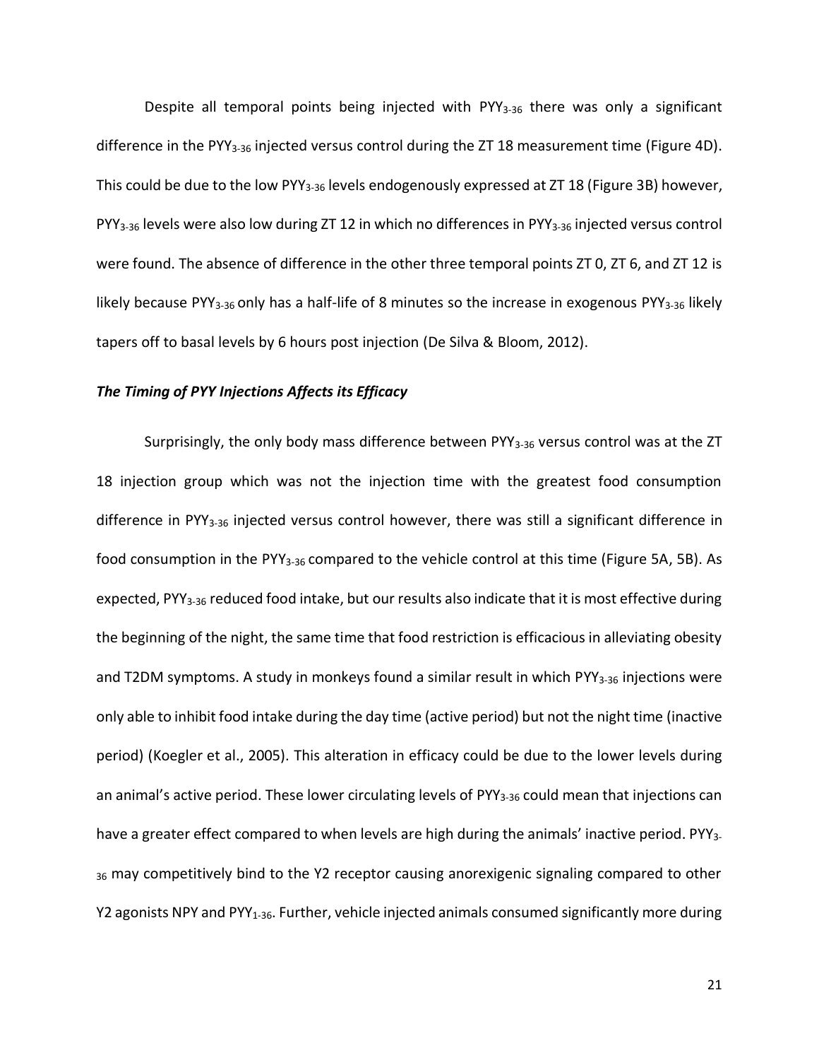Despite all temporal points being injected with $PYY_{3-36}$ there was only a significant difference in the $PYY_{3-36}$ injected versus control during the ZT 18 measurement time (Figure 4D). This could be due to the low $PYY_{3-36}$ levels endogenously expressed at ZT 18 (Figure 3B) however, $PYY_{3-36}$ levels were also low during ZT 12 in which no differences in $PYY_{3-36}$ injected versus control were found. The absence of difference in the other three temporal points ZT 0, ZT 6, and ZT 12 is likely because $PYY_{3-36}$ only has a half-life of 8 minutes so the increase in exogenous $PYY_{3-36}$ likely tapers off to basal levels by 6 hours post injection (De Silva & Bloom, 2012).

### *The Timing of PYY Injections Affects its Efficacy*

Surprisingly, the only body mass difference between $PYY_{3-36}$ versus control was at the ZT 18 injection group which was not the injection time with the greatest food consumption difference in $PYY_{3-36}$ injected versus control however, there was still a significant difference in food consumption in the $PYY_{3-36}$ compared to the vehicle control at this time (Figure 5A, 5B). As expected, $PYY_{3-36}$ reduced food intake, but our results also indicate that it is most effective during the beginning of the night, the same time that food restriction is efficacious in alleviating obesity and T2DM symptoms. A study in monkeys found a similar result in which $PYY_{3-36}$ injections were only able to inhibit food intake during the day time (active period) but not the night time (inactive period) (Koegler et al., 2005). This alteration in efficacy could be due to the lower levels during an animal's active period. These lower circulating levels of $PYY_{3-36}$ could mean that injections can have a greater effect compared to when levels are high during the animals' inactive period. $PYY_{3-36}$ may competitively bind to the Y2 receptor causing anorexigenic signaling compared to other Y2 agonists NPY and $PYY_{1-36}$. Further, vehicle injected animals consumed significantly more during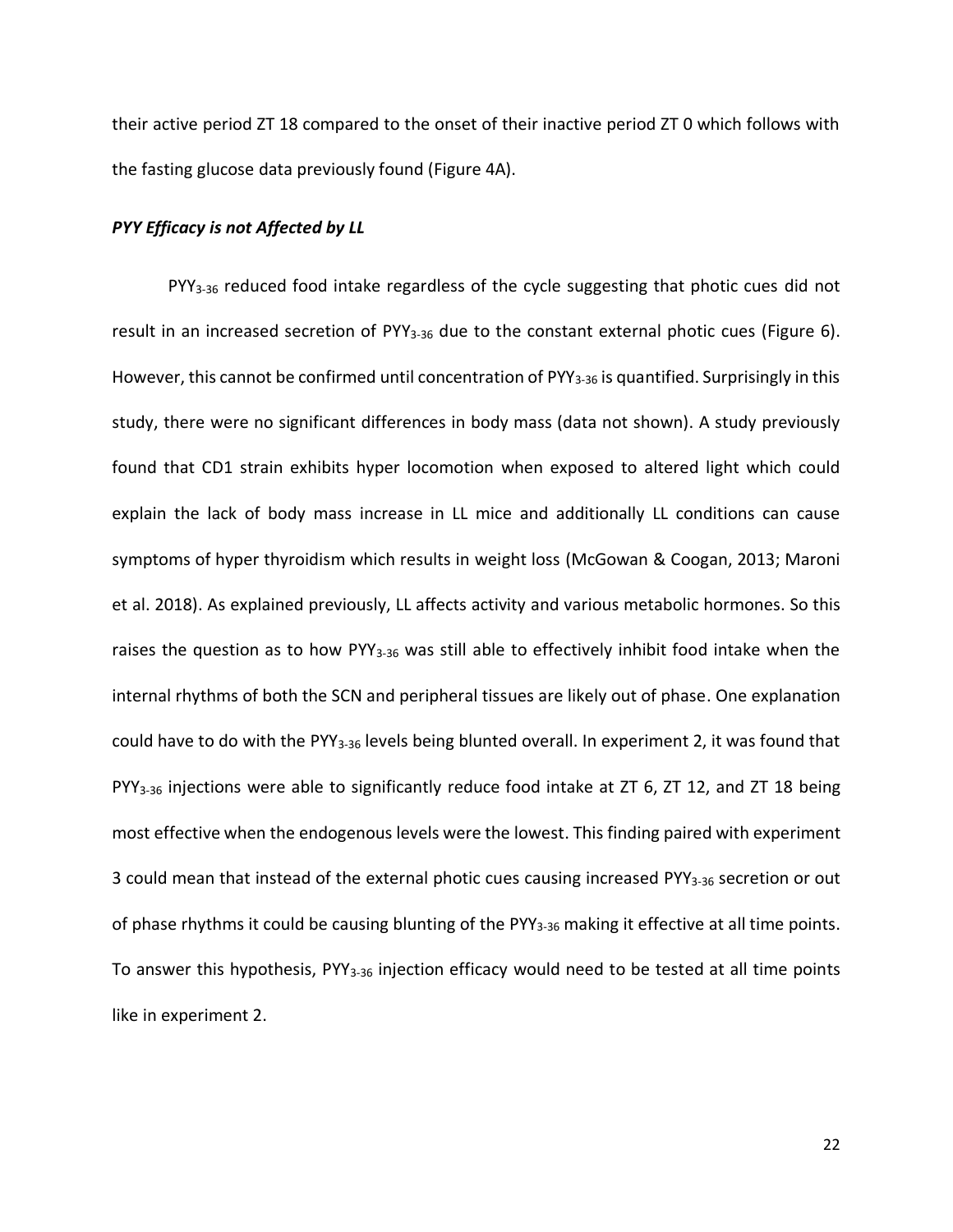their active period ZT 18 compared to the onset of their inactive period ZT 0 which follows with the fasting glucose data previously found (Figure 4A).

### ***PYY Efficacy is not Affected by LL***

$PYY_{3-36}$ reduced food intake regardless of the cycle suggesting that photic cues did not result in an increased secretion of $PYY_{3-36}$ due to the constant external photic cues (Figure 6). However, this cannot be confirmed until concentration of $PYY_{3-36}$ is quantified. Surprisingly in this study, there were no significant differences in body mass (data not shown). A study previously found that CD1 strain exhibits hyper locomotion when exposed to altered light which could explain the lack of body mass increase in LL mice and additionally LL conditions can cause symptoms of hyper thyroidism which results in weight loss (McGowan & Coogan, 2013; Maroni et al. 2018). As explained previously, LL affects activity and various metabolic hormones. So this raises the question as to how $PYY_{3-36}$ was still able to effectively inhibit food intake when the internal rhythms of both the SCN and peripheral tissues are likely out of phase. One explanation could have to do with the $PYY_{3-36}$ levels being blunted overall. In experiment 2, it was found that $PYY_{3-36}$ injections were able to significantly reduce food intake at ZT 6, ZT 12, and ZT 18 being most effective when the endogenous levels were the lowest. This finding paired with experiment 3 could mean that instead of the external photic cues causing increased $PYY_{3-36}$ secretion or out of phase rhythms it could be causing blunting of the $PYY_{3-36}$ making it effective at all time points. To answer this hypothesis, $PYY_{3-36}$ injection efficacy would need to be tested at all time points like in experiment 2.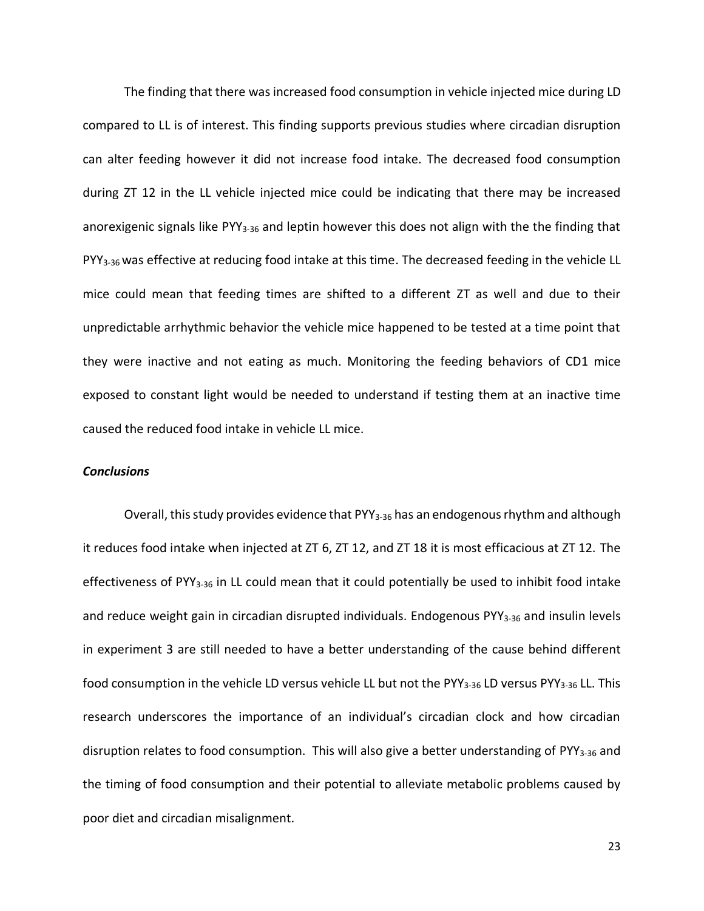The finding that there was increased food consumption in vehicle injected mice during LD compared to LL is of interest. This finding supports previous studies where circadian disruption can alter feeding however it did not increase food intake. The decreased food consumption during ZT 12 in the LL vehicle injected mice could be indicating that there may be increased anorexigenic signals like $PYY_{3\text{-}36}$ and leptin however this does not align with the the finding that $PYY_{3\text{-}36}$ was effective at reducing food intake at this time. The decreased feeding in the vehicle LL mice could mean that feeding times are shifted to a different ZT as well and due to their unpredictable arrhythmic behavior the vehicle mice happened to be tested at a time point that they were inactive and not eating as much. Monitoring the feeding behaviors of CD1 mice exposed to constant light would be needed to understand if testing them at an inactive time caused the reduced food intake in vehicle LL mice.

### *Conclusions*

Overall, this study provides evidence that $PYY_{3\text{-}36}$ has an endogenous rhythm and although it reduces food intake when injected at ZT 6, ZT 12, and ZT 18 it is most efficacious at ZT 12. The effectiveness of $PYY_{3\text{-}36}$ in LL could mean that it could potentially be used to inhibit food intake and reduce weight gain in circadian disrupted individuals. Endogenous $PYY_{3\text{-}36}$ and insulin levels in experiment 3 are still needed to have a better understanding of the cause behind different food consumption in the vehicle LD versus vehicle LL but not the $PYY_{3\text{-}36}$ LD versus $PYY_{3\text{-}36}$ LL. This research underscores the importance of an individual's circadian clock and how circadian disruption relates to food consumption. This will also give a better understanding of $PYY_{3\text{-}36}$ and the timing of food consumption and their potential to alleviate metabolic problems caused by poor diet and circadian misalignment.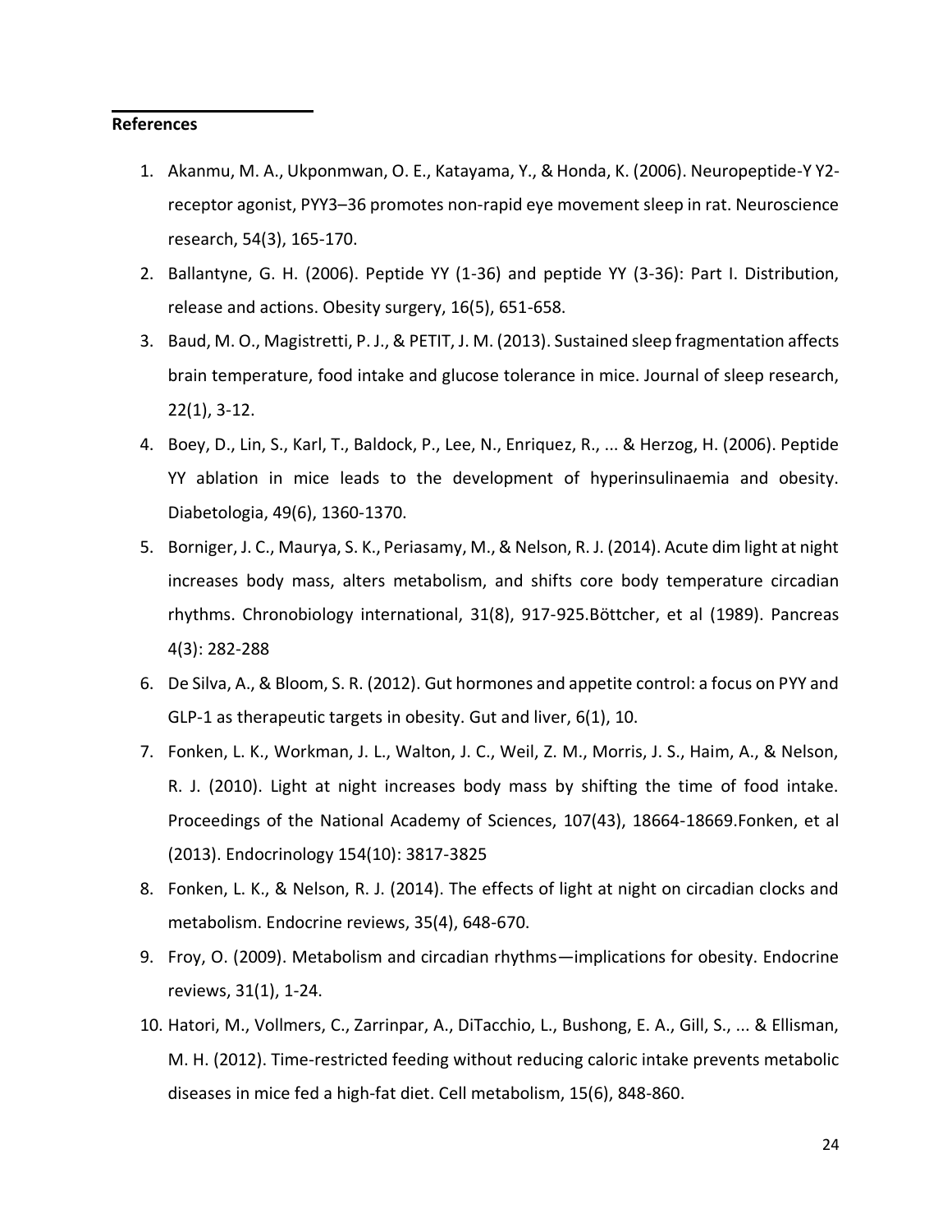**References**

1. Akanmu, M. A., Ukponmwan, O. E., Katayama, Y., & Honda, K. (2006). Neuropeptide-Y Y2-receptor agonist, PYY3–36 promotes non-rapid eye movement sleep in rat. Neuroscience research, 54(3), 165-170.
2. Ballantyne, G. H. (2006). Peptide YY (1-36) and peptide YY (3-36): Part I. Distribution, release and actions. Obesity surgery, 16(5), 651-658.
3. Baud, M. O., Magistretti, P. J., & PETIT, J. M. (2013). Sustained sleep fragmentation affects brain temperature, food intake and glucose tolerance in mice. Journal of sleep research, 22(1), 3-12.
4. Boey, D., Lin, S., Karl, T., Baldock, P., Lee, N., Enriquez, R., ... & Herzog, H. (2006). Peptide YY ablation in mice leads to the development of hyperinsulinaemia and obesity. Diabetologia, 49(6), 1360-1370.
5. Borniger, J. C., Maurya, S. K., Periasamy, M., & Nelson, R. J. (2014). Acute dim light at night increases body mass, alters metabolism, and shifts core body temperature circadian rhythms. Chronobiology international, 31(8), 917-925.Böttcher, et al (1989). Pancreas 4(3): 282-288
6. De Silva, A., & Bloom, S. R. (2012). Gut hormones and appetite control: a focus on PYY and GLP-1 as therapeutic targets in obesity. Gut and liver, 6(1), 10.
7. Fonken, L. K., Workman, J. L., Walton, J. C., Weil, Z. M., Morris, J. S., Haim, A., & Nelson, R. J. (2010). Light at night increases body mass by shifting the time of food intake. Proceedings of the National Academy of Sciences, 107(43), 18664-18669.Fonken, et al (2013). Endocrinology 154(10): 3817-3825
8. Fonken, L. K., & Nelson, R. J. (2014). The effects of light at night on circadian clocks and metabolism. Endocrine reviews, 35(4), 648-670.
9. Froy, O. (2009). Metabolism and circadian rhythms—implications for obesity. Endocrine reviews, 31(1), 1-24.
10. Hatori, M., Vollmers, C., Zarrinpar, A., DiTacchio, L., Bushong, E. A., Gill, S., ... & Ellisman, M. H. (2012). Time-restricted feeding without reducing caloric intake prevents metabolic diseases in mice fed a high-fat diet. Cell metabolism, 15(6), 848-860.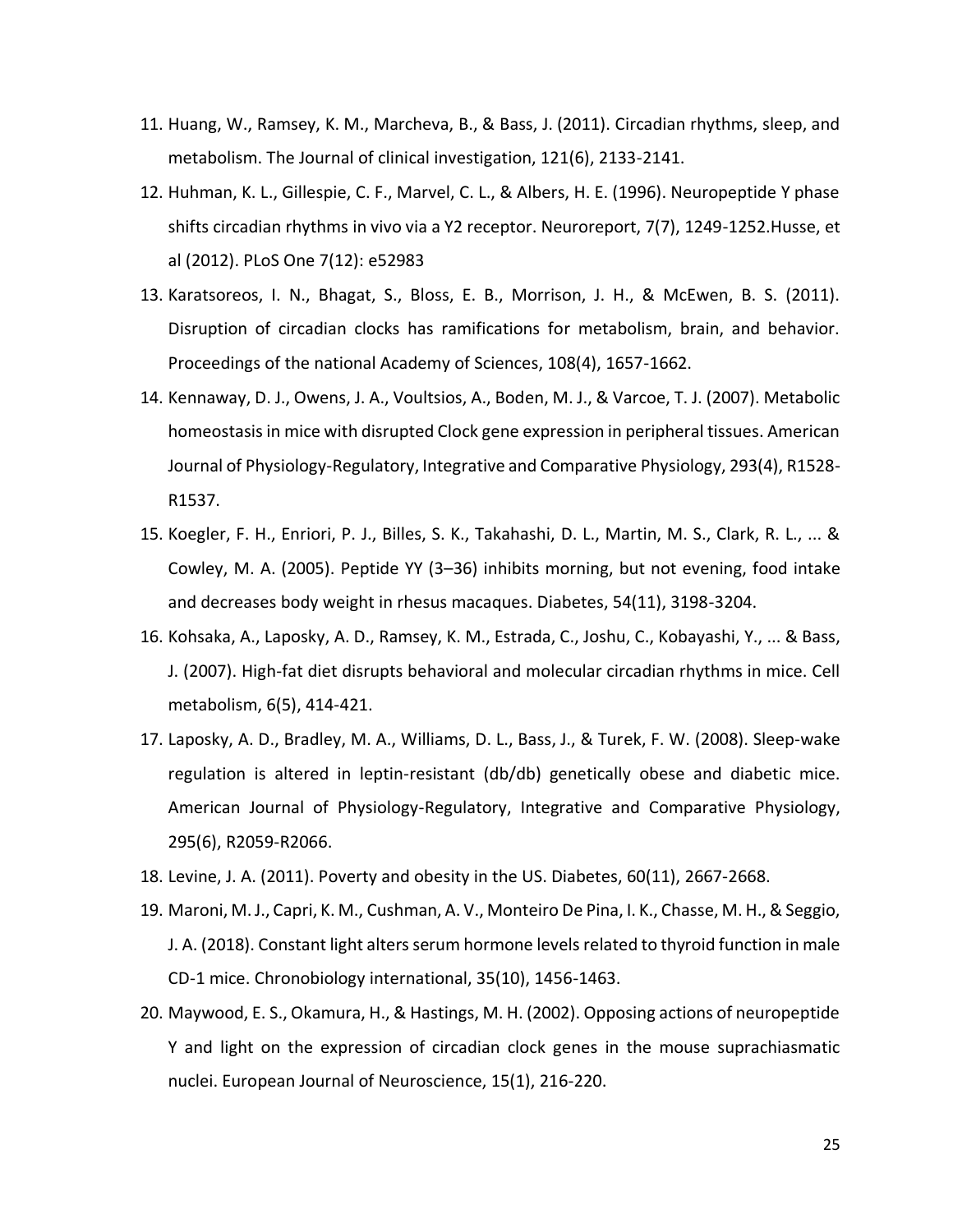11. Huang, W., Ramsey, K. M., Marcheva, B., & Bass, J. (2011). Circadian rhythms, sleep, and metabolism. The Journal of clinical investigation, 121(6), 2133-2141.
12. Huhman, K. L., Gillespie, C. F., Marvel, C. L., & Albers, H. E. (1996). Neuropeptide Y phase shifts circadian rhythms in vivo via a Y2 receptor. Neuroreport, 7(7), 1249-1252.Husse, et al (2012). PLoS One 7(12): e52983
13. Karatsoreos, I. N., Bhagat, S., Bloss, E. B., Morrison, J. H., & McEwen, B. S. (2011). Disruption of circadian clocks has ramifications for metabolism, brain, and behavior. Proceedings of the national Academy of Sciences, 108(4), 1657-1662.
14. Kennaway, D. J., Owens, J. A., Voultsios, A., Boden, M. J., & Varcoe, T. J. (2007). Metabolic homeostasis in mice with disrupted Clock gene expression in peripheral tissues. American Journal of Physiology-Regulatory, Integrative and Comparative Physiology, 293(4), R1528-R1537.
15. Koegler, F. H., Enriori, P. J., Billes, S. K., Takahashi, D. L., Martin, M. S., Clark, R. L., ... & Cowley, M. A. (2005). Peptide YY (3–36) inhibits morning, but not evening, food intake and decreases body weight in rhesus macaques. Diabetes, 54(11), 3198-3204.
16. Kohsaka, A., Laposky, A. D., Ramsey, K. M., Estrada, C., Joshu, C., Kobayashi, Y., ... & Bass, J. (2007). High-fat diet disrupts behavioral and molecular circadian rhythms in mice. Cell metabolism, 6(5), 414-421.
17. Laposky, A. D., Bradley, M. A., Williams, D. L., Bass, J., & Turek, F. W. (2008). Sleep-wake regulation is altered in leptin-resistant (db/db) genetically obese and diabetic mice. American Journal of Physiology-Regulatory, Integrative and Comparative Physiology, 295(6), R2059-R2066.
18. Levine, J. A. (2011). Poverty and obesity in the US. Diabetes, 60(11), 2667-2668.
19. Maroni, M. J., Capri, K. M., Cushman, A. V., Monteiro De Pina, I. K., Chasse, M. H., & Seggio, J. A. (2018). Constant light alters serum hormone levels related to thyroid function in male CD-1 mice. Chronobiology international, 35(10), 1456-1463.
20. Maywood, E. S., Okamura, H., & Hastings, M. H. (2002). Opposing actions of neuropeptide Y and light on the expression of circadian clock genes in the mouse suprachiasmatic nuclei. European Journal of Neuroscience, 15(1), 216-220.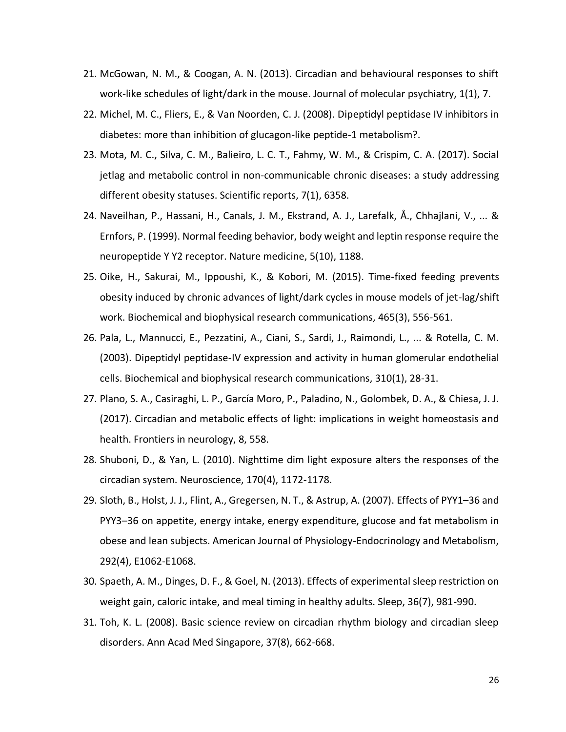21. McGowan, N. M., & Coogan, A. N. (2013). Circadian and behavioural responses to shift work-like schedules of light/dark in the mouse. Journal of molecular psychiatry, 1(1), 7.
22. Michel, M. C., Fliers, E., & Van Noorden, C. J. (2008). Dipeptidyl peptidase IV inhibitors in diabetes: more than inhibition of glucagon-like peptide-1 metabolism?.
23. Mota, M. C., Silva, C. M., Balieiro, L. C. T., Fahmy, W. M., & Crispim, C. A. (2017). Social jetlag and metabolic control in non-communicable chronic diseases: a study addressing different obesity statuses. Scientific reports, 7(1), 6358.
24. Naveilhan, P., Hassani, H., Canals, J. M., Ekstrand, A. J., Larefalk, Å., Chhajlani, V., ... & Ernfors, P. (1999). Normal feeding behavior, body weight and leptin response require the neuropeptide Y Y2 receptor. Nature medicine, 5(10), 1188.
25. Oike, H., Sakurai, M., Ippoushi, K., & Kobori, M. (2015). Time-fixed feeding prevents obesity induced by chronic advances of light/dark cycles in mouse models of jet-lag/shift work. Biochemical and biophysical research communications, 465(3), 556-561.
26. Pala, L., Mannucci, E., Pezzatini, A., Ciani, S., Sardi, J., Raimondi, L., ... & Rotella, C. M. (2003). Dipeptidyl peptidase-IV expression and activity in human glomerular endothelial cells. Biochemical and biophysical research communications, 310(1), 28-31.
27. Plano, S. A., Casiraghi, L. P., García Moro, P., Paladino, N., Golombek, D. A., & Chiesa, J. J. (2017). Circadian and metabolic effects of light: implications in weight homeostasis and health. Frontiers in neurology, 8, 558.
28. Shuboni, D., & Yan, L. (2010). Nighttime dim light exposure alters the responses of the circadian system. Neuroscience, 170(4), 1172-1178.
29. Sloth, B., Holst, J. J., Flint, A., Gregersen, N. T., & Astrup, A. (2007). Effects of PYY1–36 and PYY3–36 on appetite, energy intake, energy expenditure, glucose and fat metabolism in obese and lean subjects. American Journal of Physiology-Endocrinology and Metabolism, 292(4), E1062-E1068.
30. Spaeth, A. M., Dinges, D. F., & Goel, N. (2013). Effects of experimental sleep restriction on weight gain, caloric intake, and meal timing in healthy adults. Sleep, 36(7), 981-990.
31. Toh, K. L. (2008). Basic science review on circadian rhythm biology and circadian sleep disorders. Ann Acad Med Singapore, 37(8), 662-668.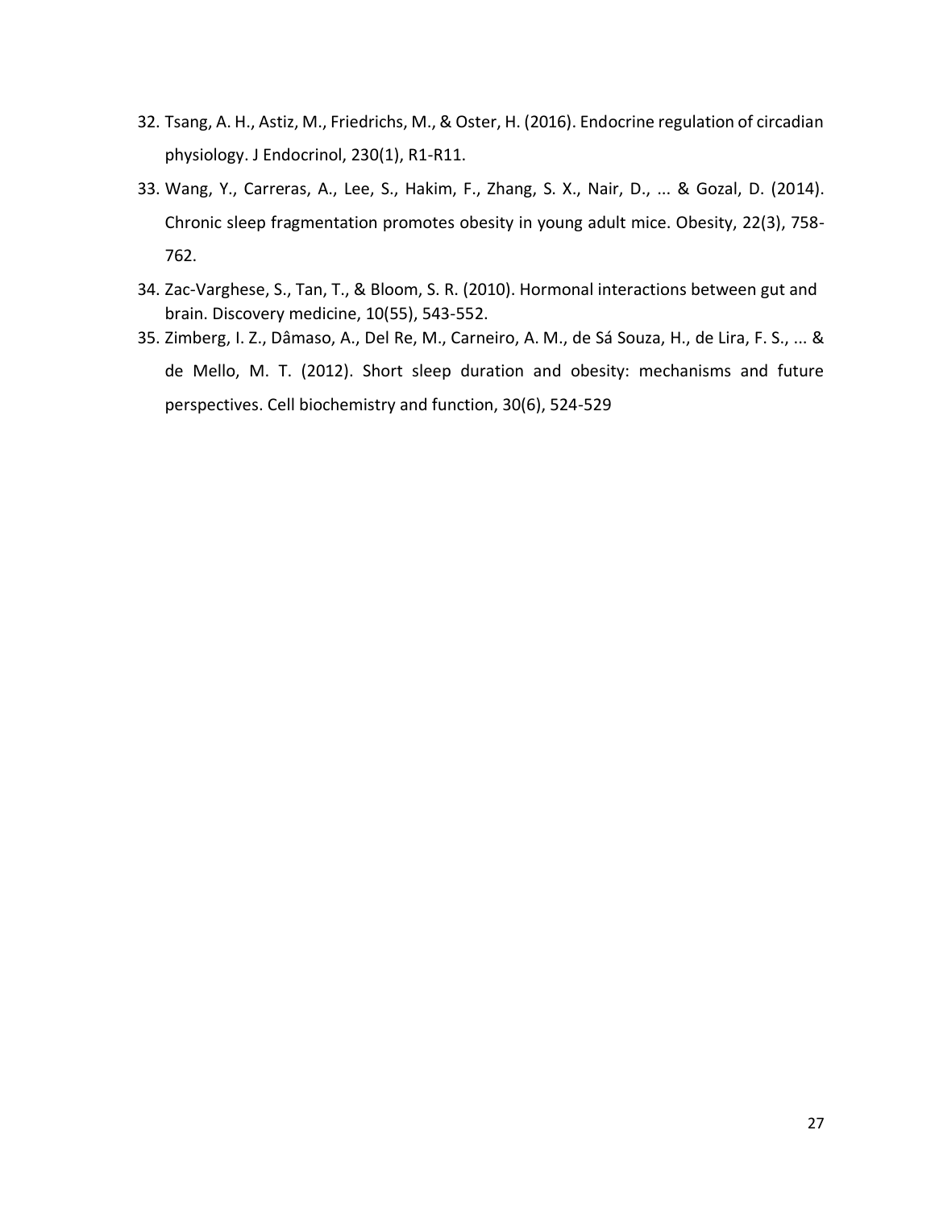32. Tsang, A. H., Astiz, M., Friedrichs, M., & Oster, H. (2016). Endocrine regulation of circadian physiology. J Endocrinol, 230(1), R1-R11.
33. Wang, Y., Carreras, A., Lee, S., Hakim, F., Zhang, S. X., Nair, D., ... & Gozal, D. (2014). Chronic sleep fragmentation promotes obesity in young adult mice. Obesity, 22(3), 758-762.
34. Zac-Varghese, S., Tan, T., & Bloom, S. R. (2010). Hormonal interactions between gut and brain. Discovery medicine, 10(55), 543-552.
35. Zimberg, I. Z., Dâmaso, A., Del Re, M., Carneiro, A. M., de Sá Souza, H., de Lira, F. S., ... & de Mello, M. T. (2012). Short sleep duration and obesity: mechanisms and future perspectives. Cell biochemistry and function, 30(6), 524-529